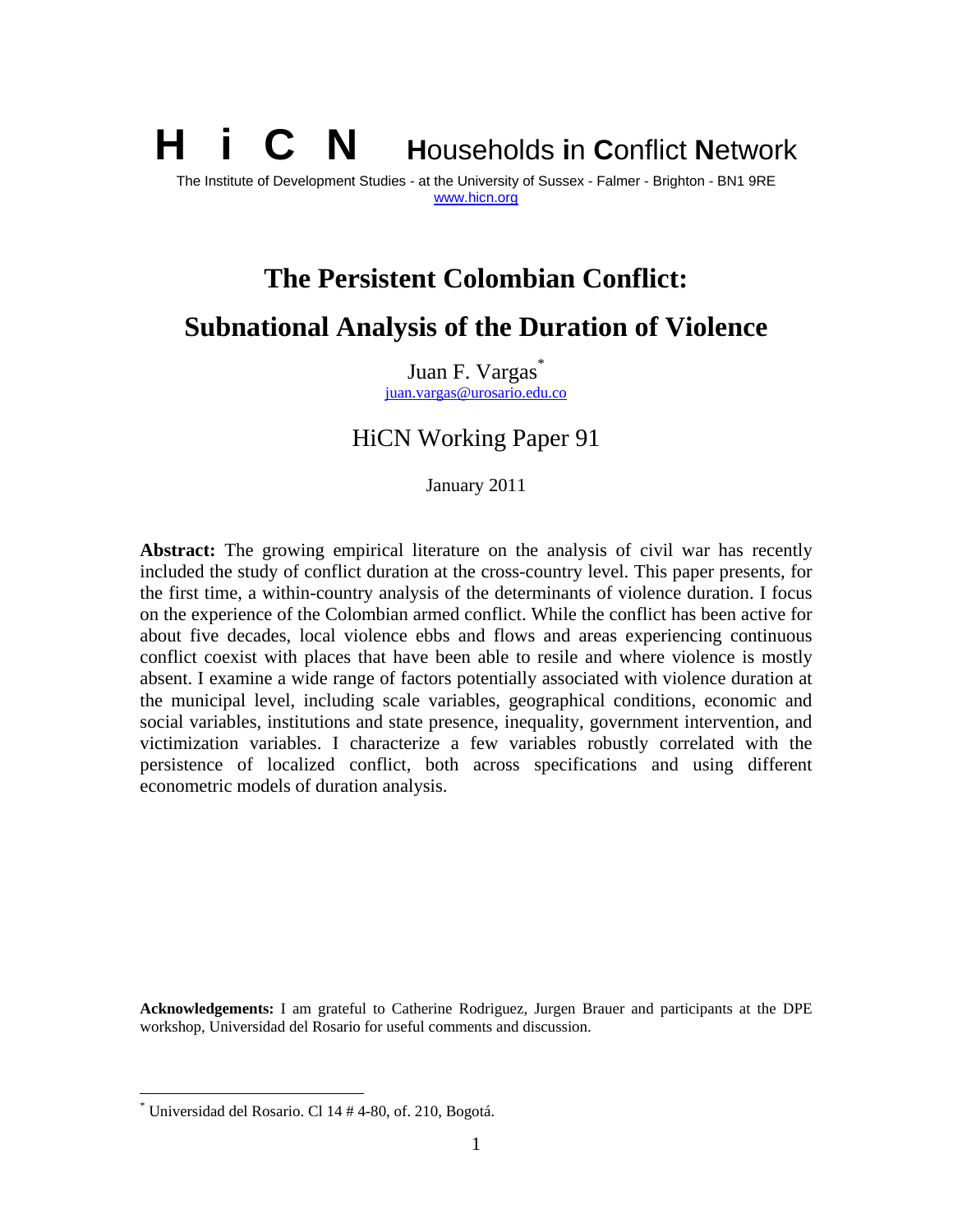**H i C N** **H**ouseholds **i**n **C**onflict **N**etwork

The Institute of Development Studies - at the University of Sussex - Falmer - Brighton - BN1 9RE
www.hicn.org

# The Persistent Colombian Conflict: Subnational Analysis of the Duration of Violence

Juan F. Vargas*

juan.vargas@urosario.edu.co

## HiCN Working Paper 91

January 2011

**Abstract:** The growing empirical literature on the analysis of civil war has recently included the study of conflict duration at the cross-country level. This paper presents, for the first time, a within-country analysis of the determinants of violence duration. I focus on the experience of the Colombian armed conflict. While the conflict has been active for about five decades, local violence ebbs and flows and areas experiencing continuous conflict coexist with places that have been able to resile and where violence is mostly absent. I examine a wide range of factors potentially associated with violence duration at the municipal level, including scale variables, geographical conditions, economic and social variables, institutions and state presence, inequality, government intervention, and victimization variables. I characterize a few variables robustly correlated with the persistence of localized conflict, both across specifications and using different econometric models of duration analysis.

**Acknowledgements:** I am grateful to Catherine Rodriguez, Jurgen Brauer and participants at the DPE workshop, Universidad del Rosario for useful comments and discussion.

* Universidad del Rosario. Cl 14 # 4-80, of. 210, Bogotá.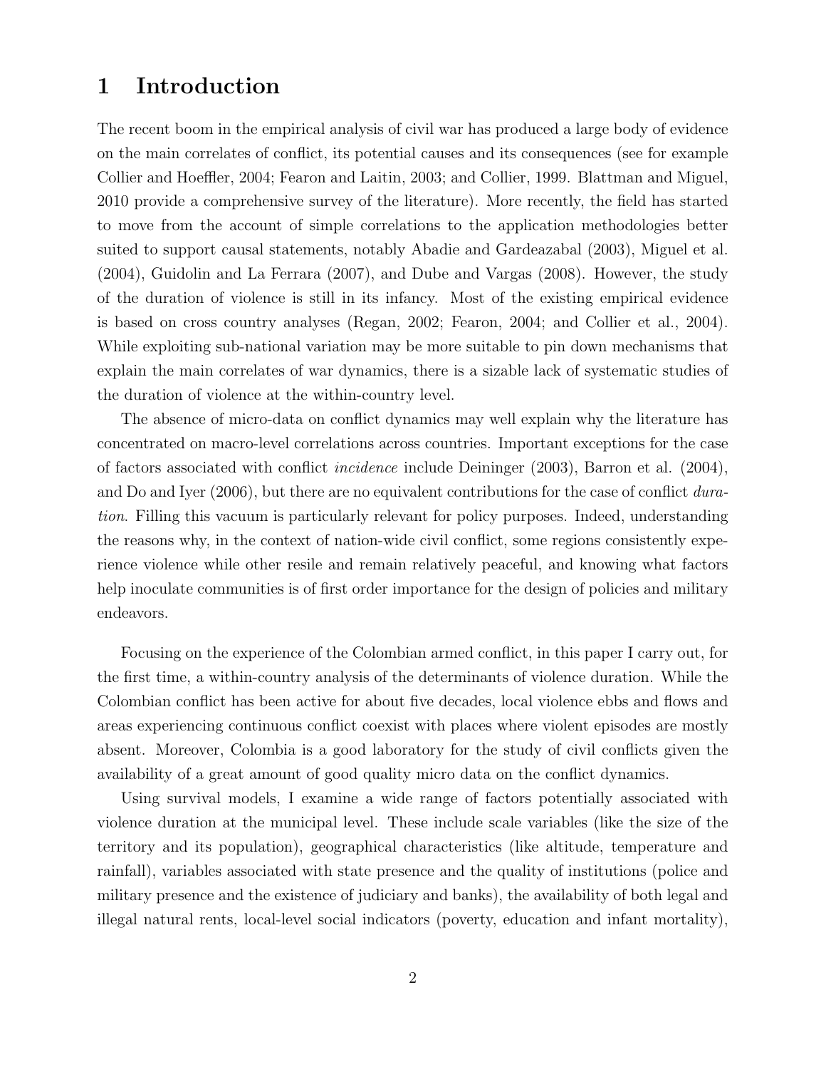# 1 Introduction

The recent boom in the empirical analysis of civil war has produced a large body of evidence on the main correlates of conflict, its potential causes and its consequences (see for example Collier and Hoeffler, 2004; Fearon and Laitin, 2003; and Collier, 1999. Blattman and Miguel, 2010 provide a comprehensive survey of the literature). More recently, the field has started to move from the account of simple correlations to the application methodologies better suited to support causal statements, notably Abadie and Gardeazabal (2003), Miguel et al. (2004), Guidolin and La Ferrara (2007), and Dube and Vargas (2008). However, the study of the duration of violence is still in its infancy. Most of the existing empirical evidence is based on cross country analyses (Regan, 2002; Fearon, 2004; and Collier et al., 2004). While exploiting sub-national variation may be more suitable to pin down mechanisms that explain the main correlates of war dynamics, there is a sizable lack of systematic studies of the duration of violence at the within-country level.

The absence of micro-data on conflict dynamics may well explain why the literature has concentrated on macro-level correlations across countries. Important exceptions for the case of factors associated with conflict *incidence* include Deininger (2003), Barron et al. (2004), and Do and Iyer (2006), but there are no equivalent contributions for the case of conflict *duration*. Filling this vacuum is particularly relevant for policy purposes. Indeed, understanding the reasons why, in the context of nation-wide civil conflict, some regions consistently experience violence while other resile and remain relatively peaceful, and knowing what factors help inoculate communities is of first order importance for the design of policies and military endeavors.

Focusing on the experience of the Colombian armed conflict, in this paper I carry out, for the first time, a within-country analysis of the determinants of violence duration. While the Colombian conflict has been active for about five decades, local violence ebbs and flows and areas experiencing continuous conflict coexist with places where violent episodes are mostly absent. Moreover, Colombia is a good laboratory for the study of civil conflicts given the availability of a great amount of good quality micro data on the conflict dynamics.

Using survival models, I examine a wide range of factors potentially associated with violence duration at the municipal level. These include scale variables (like the size of the territory and its population), geographical characteristics (like altitude, temperature and rainfall), variables associated with state presence and the quality of institutions (police and military presence and the existence of judiciary and banks), the availability of both legal and illegal natural rents, local-level social indicators (poverty, education and infant mortality),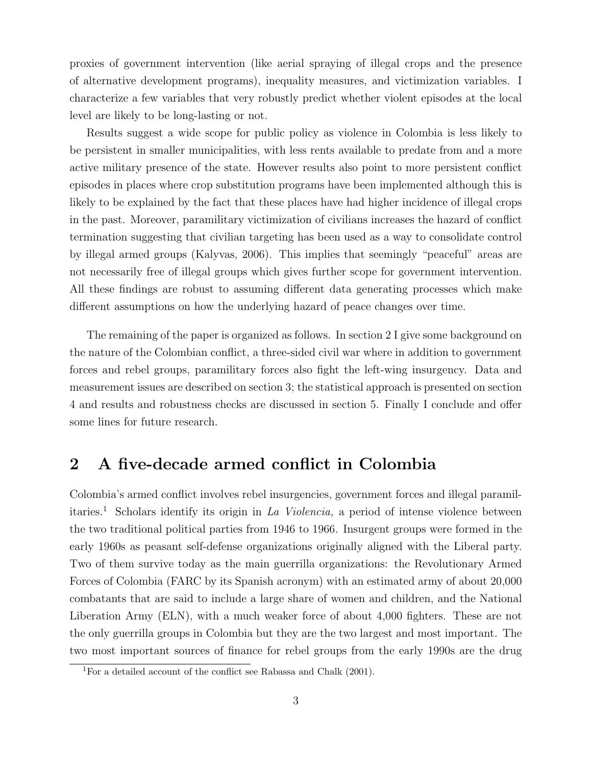proxies of government intervention (like aerial spraying of illegal crops and the presence of alternative development programs), inequality measures, and victimization variables. I characterize a few variables that very robustly predict whether violent episodes at the local level are likely to be long-lasting or not.

Results suggest a wide scope for public policy as violence in Colombia is less likely to be persistent in smaller municipalities, with less rents available to predate from and a more active military presence of the state. However results also point to more persistent conflict episodes in places where crop substitution programs have been implemented although this is likely to be explained by the fact that these places have had higher incidence of illegal crops in the past. Moreover, paramilitary victimization of civilians increases the hazard of conflict termination suggesting that civilian targeting has been used as a way to consolidate control by illegal armed groups (Kalyvas, 2006). This implies that seemingly "peaceful" areas are not necessarily free of illegal groups which gives further scope for government intervention. All these findings are robust to assuming different data generating processes which make different assumptions on how the underlying hazard of peace changes over time.

The remaining of the paper is organized as follows. In section 2 I give some background on the nature of the Colombian conflict, a three-sided civil war where in addition to government forces and rebel groups, paramilitary forces also fight the left-wing insurgency. Data and measurement issues are described on section 3; the statistical approach is presented on section 4 and results and robustness checks are discussed in section 5. Finally I conclude and offer some lines for future research.

## 2 A five-decade armed conflict in Colombia

Colombia's armed conflict involves rebel insurgencies, government forces and illegal paramilitaries.[1] Scholars identify its origin in *La Violencia,* a period of intense violence between the two traditional political parties from 1946 to 1966. Insurgent groups were formed in the early 1960s as peasant self-defense organizations originally aligned with the Liberal party. Two of them survive today as the main guerrilla organizations: the Revolutionary Armed Forces of Colombia (FARC by its Spanish acronym) with an estimated army of about 20,000 combatants that are said to include a large share of women and children, and the National Liberation Army (ELN), with a much weaker force of about 4,000 fighters. These are not the only guerrilla groups in Colombia but they are the two largest and most important. The two most important sources of finance for rebel groups from the early 1990s are the drug

[1] For a detailed account of the conflict see Rabassa and Chalk (2001).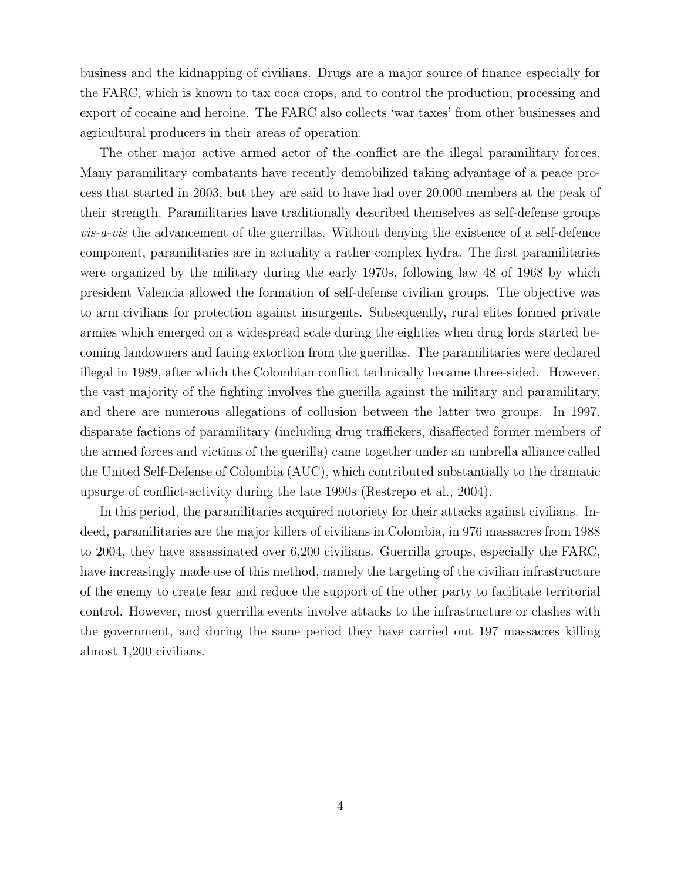business and the kidnapping of civilians. Drugs are a major source of finance especially for the FARC, which is known to tax coca crops, and to control the production, processing and export of cocaine and heroine. The FARC also collects 'war taxes' from other businesses and agricultural producers in their areas of operation.

The other major active armed actor of the conflict are the illegal paramilitary forces. Many paramilitary combatants have recently demobilized taking advantage of a peace process that started in 2003, but they are said to have had over 20,000 members at the peak of their strength. Paramilitaries have traditionally described themselves as self-defense groups *vis-a-vis* the advancement of the guerrillas. Without denying the existence of a self-defence component, paramilitaries are in actuality a rather complex hydra. The first paramilitaries were organized by the military during the early 1970s, following law 48 of 1968 by which president Valencia allowed the formation of self-defense civilian groups. The objective was to arm civilians for protection against insurgents. Subsequently, rural elites formed private armies which emerged on a widespread scale during the eighties when drug lords started becoming landowners and facing extortion from the guerillas. The paramilitaries were declared illegal in 1989, after which the Colombian conflict technically became three-sided. However, the vast majority of the fighting involves the guerilla against the military and paramilitary, and there are numerous allegations of collusion between the latter two groups. In 1997, disparate factions of paramilitary (including drug traffickers, disaffected former members of the armed forces and victims of the guerilla) came together under an umbrella alliance called the United Self-Defense of Colombia (AUC), which contributed substantially to the dramatic upsurge of conflict-activity during the late 1990s (Restrepo et al., 2004).

In this period, the paramilitaries acquired notoriety for their attacks against civilians. Indeed, paramilitaries are the major killers of civilians in Colombia, in 976 massacres from 1988 to 2004, they have assassinated over 6,200 civilians. Guerrilla groups, especially the FARC, have increasingly made use of this method, namely the targeting of the civilian infrastructure of the enemy to create fear and reduce the support of the other party to facilitate territorial control. However, most guerrilla events involve attacks to the infrastructure or clashes with the government, and during the same period they have carried out 197 massacres killing almost 1,200 civilians.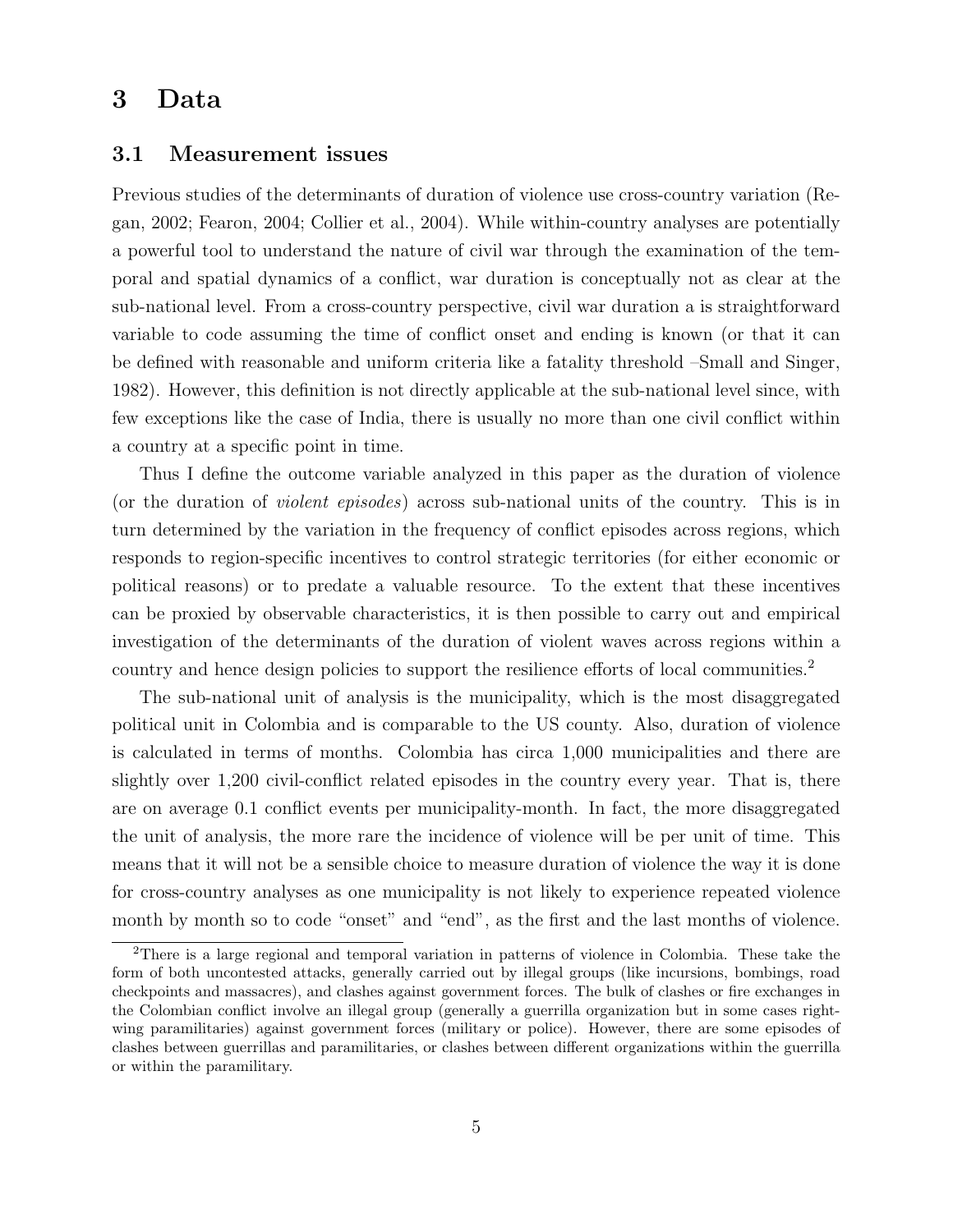# 3 Data

## 3.1 Measurement issues

Previous studies of the determinants of duration of violence use cross-country variation (Regan, 2002; Fearon, 2004; Collier et al., 2004). While within-country analyses are potentially a powerful tool to understand the nature of civil war through the examination of the temporal and spatial dynamics of a conflict, war duration is conceptually not as clear at the sub-national level. From a cross-country perspective, civil war duration a is straightforward variable to code assuming the time of conflict onset and ending is known (or that it can be defined with reasonable and uniform criteria like a fatality threshold –Small and Singer, 1982). However, this definition is not directly applicable at the sub-national level since, with few exceptions like the case of India, there is usually no more than one civil conflict within a country at a specific point in time.

Thus I define the outcome variable analyzed in this paper as the duration of violence (or the duration of *violent episodes*) across sub-national units of the country. This is in turn determined by the variation in the frequency of conflict episodes across regions, which responds to region-specific incentives to control strategic territories (for either economic or political reasons) or to predate a valuable resource. To the extent that these incentives can be proxied by observable characteristics, it is then possible to carry out and empirical investigation of the determinants of the duration of violent waves across regions within a country and hence design policies to support the resilience efforts of local communities.[2]

The sub-national unit of analysis is the municipality, which is the most disaggregated political unit in Colombia and is comparable to the US county. Also, duration of violence is calculated in terms of months. Colombia has circa 1,000 municipalities and there are slightly over 1,200 civil-conflict related episodes in the country every year. That is, there are on average 0.1 conflict events per municipality-month. In fact, the more disaggregated the unit of analysis, the more rare the incidence of violence will be per unit of time. This means that it will not be a sensible choice to measure duration of violence the way it is done for cross-country analyses as one municipality is not likely to experience repeated violence month by month so to code "onset" and "end", as the first and the last months of violence.

[2] There is a large regional and temporal variation in patterns of violence in Colombia. These take the form of both uncontested attacks, generally carried out by illegal groups (like incursions, bombings, road checkpoints and massacres), and clashes against government forces. The bulk of clashes or fire exchanges in the Colombian conflict involve an illegal group (generally a guerrilla organization but in some cases right-wing paramilitaries) against government forces (military or police). However, there are some episodes of clashes between guerrillas and paramilitaries, or clashes between different organizations within the guerrilla or within the paramilitary.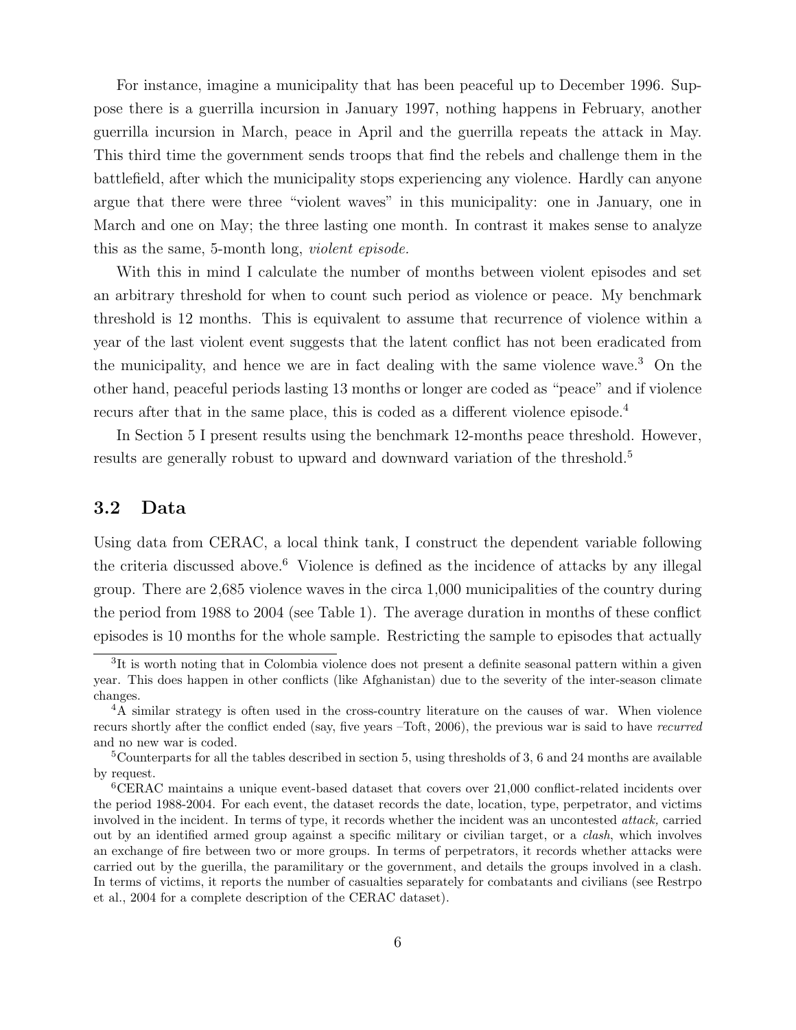For instance, imagine a municipality that has been peaceful up to December 1996. Suppose there is a guerrilla incursion in January 1997, nothing happens in February, another guerrilla incursion in March, peace in April and the guerrilla repeats the attack in May. This third time the government sends troops that find the rebels and challenge them in the battlefield, after which the municipality stops experiencing any violence. Hardly can anyone argue that there were three "violent waves" in this municipality: one in January, one in March and one on May; the three lasting one month. In contrast it makes sense to analyze this as the same, 5-month long, *violent episode.*

With this in mind I calculate the number of months between violent episodes and set an arbitrary threshold for when to count such period as violence or peace. My benchmark threshold is 12 months. This is equivalent to assume that recurrence of violence within a year of the last violent event suggests that the latent conflict has not been eradicated from the municipality, and hence we are in fact dealing with the same violence wave.[3] On the other hand, peaceful periods lasting 13 months or longer are coded as "peace" and if violence recurs after that in the same place, this is coded as a different violence episode.[4]

In Section 5 I present results using the benchmark 12-months peace threshold. However, results are generally robust to upward and downward variation of the threshold.[5]

## 3.2 Data

Using data from CERAC, a local think tank, I construct the dependent variable following the criteria discussed above.[6] Violence is defined as the incidence of attacks by any illegal group. There are 2,685 violence waves in the circa 1,000 municipalities of the country during the period from 1988 to 2004 (see Table 1). The average duration in months of these conflict episodes is 10 months for the whole sample. Restricting the sample to episodes that actually

---

[3] It is worth noting that in Colombia violence does not present a definite seasonal pattern within a given year. This does happen in other conflicts (like Afghanistan) due to the severity of the inter-season climate changes.

[4] A similar strategy is often used in the cross-country literature on the causes of war. When violence recurs shortly after the conflict ended (say, five years –Toft, 2006), the previous war is said to have *recurred* and no new war is coded.

[5] Counterparts for all the tables described in section 5, using thresholds of 3, 6 and 24 months are available by request.

[6] CERAC maintains a unique event-based dataset that covers over 21,000 conflict-related incidents over the period 1988-2004. For each event, the dataset records the date, location, type, perpetrator, and victims involved in the incident. In terms of type, it records whether the incident was an uncontested *attack,* carried out by an identified armed group against a specific military or civilian target, or a *clash*, which involves an exchange of fire between two or more groups. In terms of perpetrators, it records whether attacks were carried out by the guerilla, the paramilitary or the government, and details the groups involved in a clash. In terms of victims, it reports the number of casualties separately for combatants and civilians (see Restrpo et al., 2004 for a complete description of the CERAC dataset).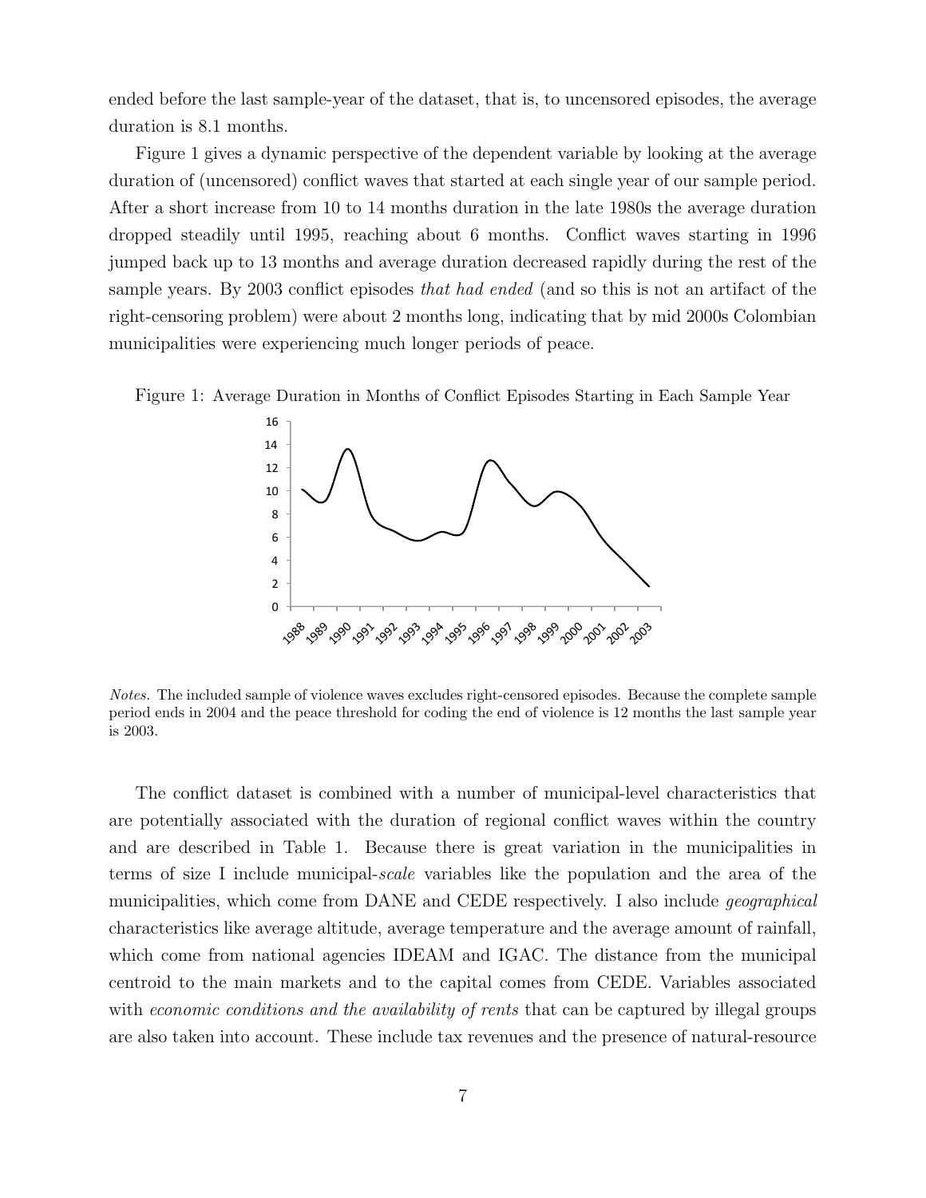ended before the last sample-year of the dataset, that is, to uncensored episodes, the average duration is 8.1 months.

Figure 1 gives a dynamic perspective of the dependent variable by looking at the average duration of (uncensored) conflict waves that started at each single year of our sample period. After a short increase from 10 to 14 months duration in the late 1980s the average duration dropped steadily until 1995, reaching about 6 months. Conflict waves starting in 1996 jumped back up to 13 months and average duration decreased rapidly during the rest of the sample years. By 2003 conflict episodes *that had ended* (and so this is not an artifact of the right-censoring problem) were about 2 months long, indicating that by mid 2000s Colombian municipalities were experiencing much longer periods of peace.

Figure 1: Average Duration in Months of Conflict Episodes Starting in Each Sample Year

*Notes.* The included sample of violence waves excludes right-censored episodes. Because the complete sample period ends in 2004 and the peace threshold for coding the end of violence is 12 months the last sample year is 2003.

The conflict dataset is combined with a number of municipal-level characteristics that are potentially associated with the duration of regional conflict waves within the country and are described in Table 1. Because there is great variation in the municipalities in terms of size I include municipal-*scale* variables like the population and the area of the municipalities, which come from DANE and CEDE respectively. I also include *geographical* characteristics like average altitude, average temperature and the average amount of rainfall, which come from national agencies IDEAM and IGAC. The distance from the municipal centroid to the main markets and to the capital comes from CEDE. Variables associated with *economic conditions and the availability of rents* that can be captured by illegal groups are also taken into account. These include tax revenues and the presence of natural-resource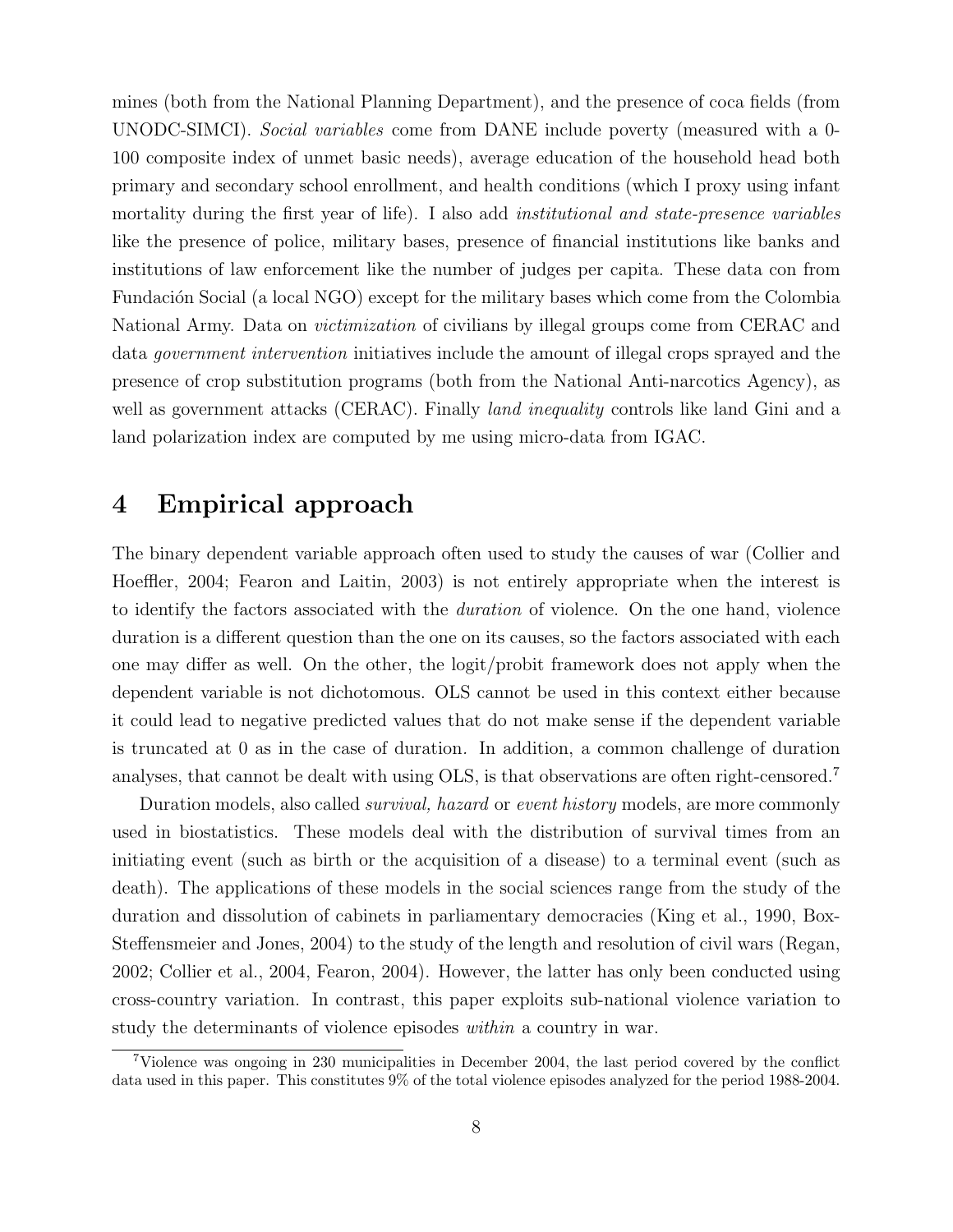mines (both from the National Planning Department), and the presence of coca fields (from UNODC-SIMCI). *Social variables* come from DANE include poverty (measured with a 0-100 composite index of unmet basic needs), average education of the household head both primary and secondary school enrollment, and health conditions (which I proxy using infant mortality during the first year of life). I also add *institutional and state-presence variables* like the presence of police, military bases, presence of financial institutions like banks and institutions of law enforcement like the number of judges per capita. These data con from Fundación Social (a local NGO) except for the military bases which come from the Colombia National Army. Data on *victimization* of civilians by illegal groups come from CERAC and data *government intervention* initiatives include the amount of illegal crops sprayed and the presence of crop substitution programs (both from the National Anti-narcotics Agency), as well as government attacks (CERAC). Finally *land inequality* controls like land Gini and a land polarization index are computed by me using micro-data from IGAC.

# 4 Empirical approach

The binary dependent variable approach often used to study the causes of war (Collier and Hoeffler, 2004; Fearon and Laitin, 2003) is not entirely appropriate when the interest is to identify the factors associated with the *duration* of violence. On the one hand, violence duration is a different question than the one on its causes, so the factors associated with each one may differ as well. On the other, the logit/probit framework does not apply when the dependent variable is not dichotomous. OLS cannot be used in this context either because it could lead to negative predicted values that do not make sense if the dependent variable is truncated at 0 as in the case of duration. In addition, a common challenge of duration analyses, that cannot be dealt with using OLS, is that observations are often right-censored.[7]

Duration models, also called *survival, hazard* or *event history* models, are more commonly used in biostatistics. These models deal with the distribution of survival times from an initiating event (such as birth or the acquisition of a disease) to a terminal event (such as death). The applications of these models in the social sciences range from the study of the duration and dissolution of cabinets in parliamentary democracies (King et al., 1990, Box-Steffensmeier and Jones, 2004) to the study of the length and resolution of civil wars (Regan, 2002; Collier et al., 2004, Fearon, 2004). However, the latter has only been conducted using cross-country variation. In contrast, this paper exploits sub-national violence variation to study the determinants of violence episodes *within* a country in war.

[7] Violence was ongoing in 230 municipalities in December 2004, the last period covered by the conflict data used in this paper. This constitutes 9% of the total violence episodes analyzed for the period 1988-2004.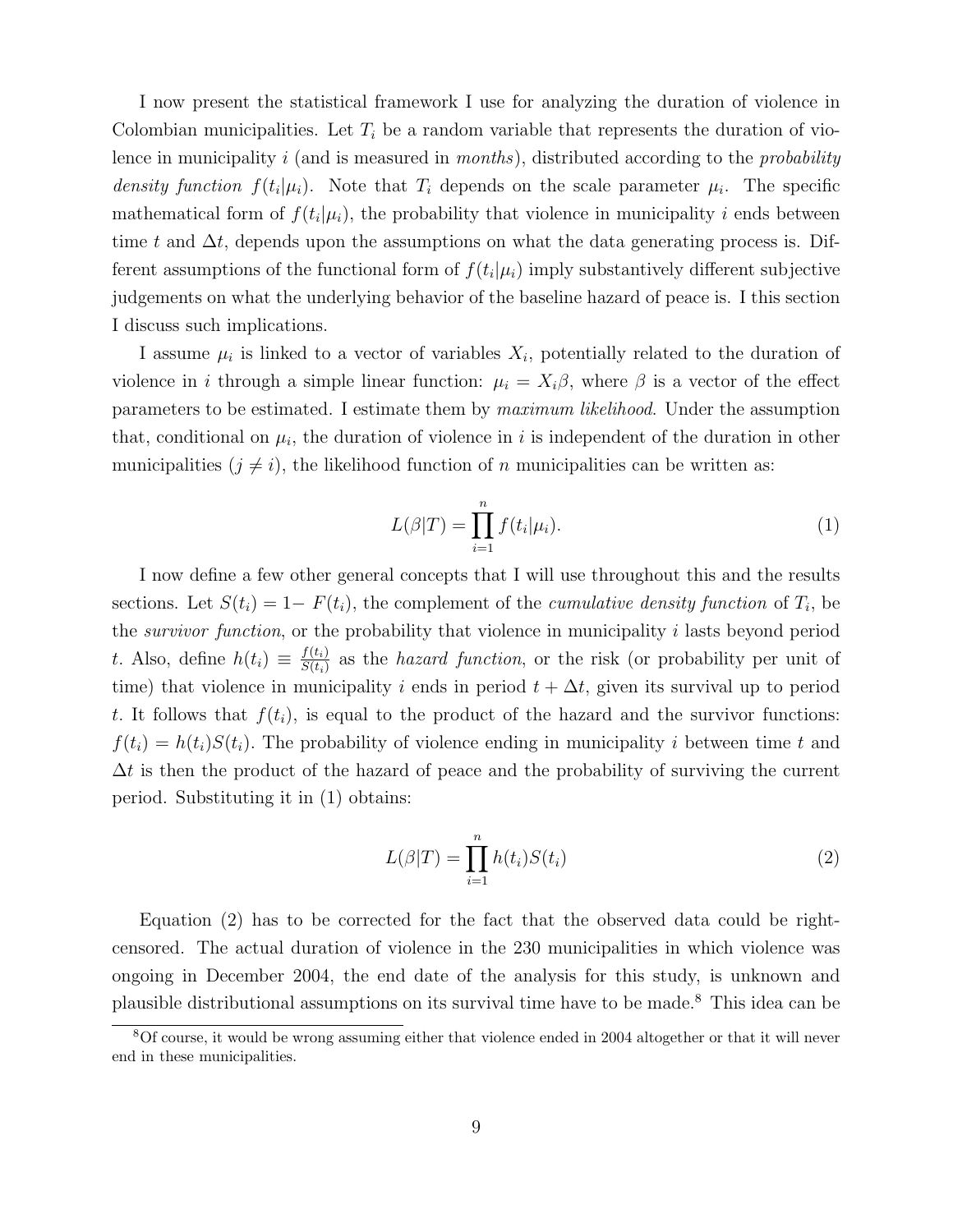I now present the statistical framework I use for analyzing the duration of violence in Colombian municipalities. Let $T_i$ be a random variable that represents the duration of violence in municipality $i$ (and is measured in *months*), distributed according to the *probability density function* $f(t_i|\mu_i)$. Note that $T_i$ depends on the scale parameter $\mu_i$. The specific mathematical form of $f(t_i|\mu_i)$, the probability that violence in municipality $i$ ends between time $t$ and $\Delta t$, depends upon the assumptions on what the data generating process is. Different assumptions of the functional form of $f(t_i|\mu_i)$ imply substantively different subjective judgements on what the underlying behavior of the baseline hazard of peace is. I this section I discuss such implications.

I assume $\mu_i$ is linked to a vector of variables $X_i$, potentially related to the duration of violence in $i$ through a simple linear function: $\mu_i = X_i\beta$, where $\beta$ is a vector of the effect parameters to be estimated. I estimate them by *maximum likelihood*. Under the assumption that, conditional on $\mu_i$, the duration of violence in $i$ is independent of the duration in other municipalities ($j \neq i$), the likelihood function of $n$ municipalities can be written as:

$$L(\beta|T) = \prod_{i=1}^{n} f(t_i|\mu_i). \tag{1}$$

I now define a few other general concepts that I will use throughout this and the results sections. Let $S(t_i) = 1 - F(t_i)$, the complement of the *cumulative density function* of $T_i$, be the *survivor function*, or the probability that violence in municipality $i$ lasts beyond period $t$. Also, define $h(t_i) \equiv \frac{f(t_i)}{S(t_i)}$ as the *hazard function*, or the risk (or probability per unit of time) that violence in municipality $i$ ends in period $t + \Delta t$, given its survival up to period $t$. It follows that $f(t_i)$, is equal to the product of the hazard and the survivor functions: $f(t_i) = h(t_i)S(t_i)$. The probability of violence ending in municipality $i$ between time $t$ and $\Delta t$ is then the product of the hazard of peace and the probability of surviving the current period. Substituting it in (1) obtains:

$$L(\beta|T) = \prod_{i=1}^{n} h(t_i)S(t_i) \tag{2}$$

Equation (2) has to be corrected for the fact that the observed data could be right-censored. The actual duration of violence in the 230 municipalities in which violence was ongoing in December 2004, the end date of the analysis for this study, is unknown and plausible distributional assumptions on its survival time have to be made.[8] This idea can be

[8] Of course, it would be wrong assuming either that violence ended in 2004 altogether or that it will never end in these municipalities.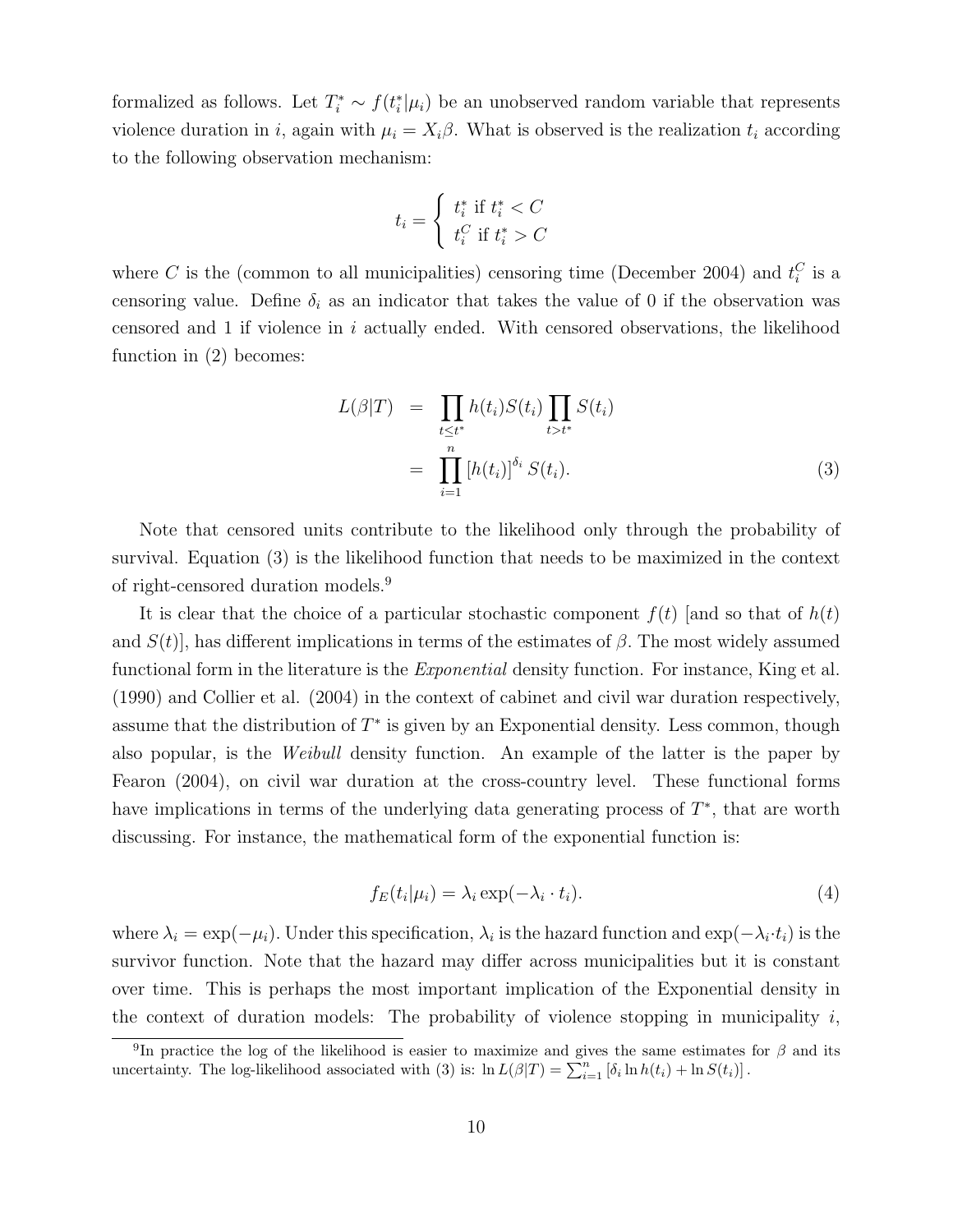formalized as follows. Let $T_i^* \sim f(t_i^*|\mu_i)$ be an unobserved random variable that represents violence duration in $i$, again with $\mu_i = X_i\beta$. What is observed is the realization $t_i$ according to the following observation mechanism:

$$t_i = \begin{cases} t_i^* \text{ if } t_i^* < C \\ t_i^C \text{ if } t_i^* > C \end{cases}$$

where $C$ is the (common to all municipalities) censoring time (December 2004) and $t_i^C$ is a censoring value. Define $\delta_i$ as an indicator that takes the value of 0 if the observation was censored and 1 if violence in $i$ actually ended. With censored observations, the likelihood function in (2) becomes:

$$\begin{aligned} L(\beta|T) &= \prod_{t \leq t^*} h(t_i) S(t_i) \prod_{t > t^*} S(t_i) \\ &= \prod_{i=1}^{n} [h(t_i)]^{\delta_i} S(t_i). \end{aligned} \tag{3}$$

Note that censored units contribute to the likelihood only through the probability of survival. Equation (3) is the likelihood function that needs to be maximized in the context of right-censored duration models.[9]

It is clear that the choice of a particular stochastic component $f(t)$ [and so that of $h(t)$ and $S(t)$], has different implications in terms of the estimates of $\beta$. The most widely assumed functional form in the literature is the *Exponential* density function. For instance, King et al. (1990) and Collier et al. (2004) in the context of cabinet and civil war duration respectively, assume that the distribution of $T^*$ is given by an Exponential density. Less common, though also popular, is the *Weibull* density function. An example of the latter is the paper by Fearon (2004), on civil war duration at the cross-country level. These functional forms have implications in terms of the underlying data generating process of $T^*$, that are worth discussing. For instance, the mathematical form of the exponential function is:

$$f_E(t_i|\mu_i) = \lambda_i \exp(-\lambda_i \cdot t_i). \tag{4}$$

where $\lambda_i = \exp(-\mu_i)$. Under this specification, $\lambda_i$ is the hazard function and $\exp(-\lambda_i \cdot t_i)$ is the survivor function. Note that the hazard may differ across municipalities but it is constant over time. This is perhaps the most important implication of the Exponential density in the context of duration models: The probability of violence stopping in municipality $i$,

[9] In practice the log of the likelihood is easier to maximize and gives the same estimates for $\beta$ and its uncertainty. The log-likelihood associated with (3) is: $\ln L(\beta|T) = \sum_{i=1}^{n} [\delta_i \ln h(t_i) + \ln S(t_i)]$.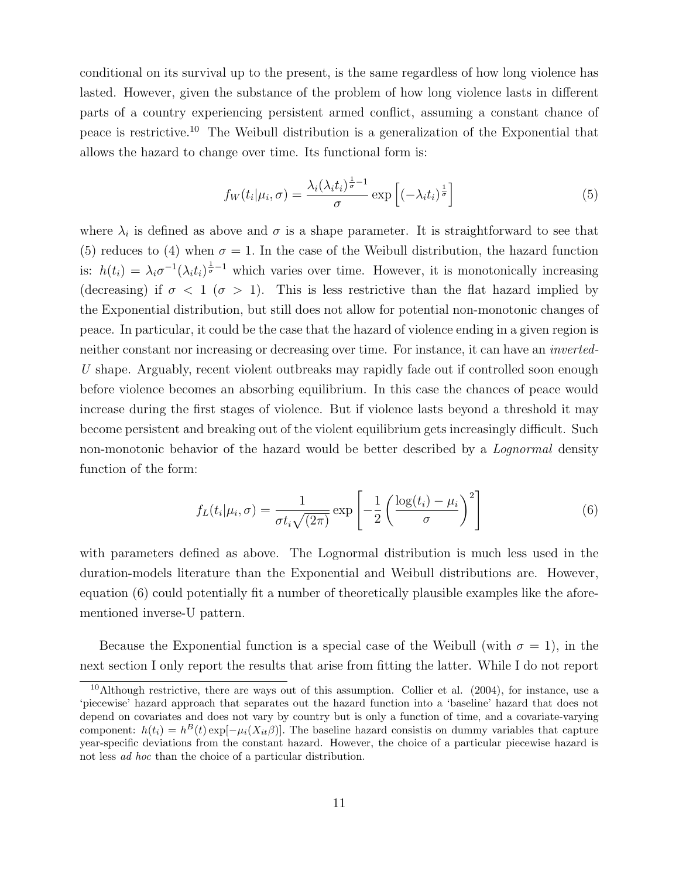conditional on its survival up to the present, is the same regardless of how long violence has lasted. However, given the substance of the problem of how long violence lasts in different parts of a country experiencing persistent armed conflict, assuming a constant chance of peace is restrictive.[10] The Weibull distribution is a generalization of the Exponential that allows the hazard to change over time. Its functional form is:

$$f_W(t_i|\mu_i, \sigma) = \frac{\lambda_i(\lambda_i t_i)^{\frac{1}{\sigma}-1}}{\sigma} \exp\left[(-\lambda_i t_i)^{\frac{1}{\sigma}}\right] \tag{5}$$

where $\lambda_i$ is defined as above and $\sigma$ is a shape parameter. It is straightforward to see that (5) reduces to (4) when $\sigma = 1$. In the case of the Weibull distribution, the hazard function is: $h(t_i) = \lambda_i \sigma^{-1}(\lambda_i t_i)^{\frac{1}{\sigma}-1}$ which varies over time. However, it is monotonically increasing (decreasing) if $\sigma < 1$ ($\sigma > 1$). This is less restrictive than the flat hazard implied by the Exponential distribution, but still does not allow for potential non-monotonic changes of peace. In particular, it could be the case that the hazard of violence ending in a given region is neither constant nor increasing or decreasing over time. For instance, it can have an *inverted-U* shape. Arguably, recent violent outbreaks may rapidly fade out if controlled soon enough before violence becomes an absorbing equilibrium. In this case the chances of peace would increase during the first stages of violence. But if violence lasts beyond a threshold it may become persistent and breaking out of the violent equilibrium gets increasingly difficult. Such non-monotonic behavior of the hazard would be better described by a *Lognormal* density function of the form:

$$f_L(t_i|\mu_i, \sigma) = \frac{1}{\sigma t_i \sqrt{(2\pi)}} \exp\left[-\frac{1}{2}\left(\frac{\log(t_i) - \mu_i}{\sigma}\right)^2\right] \tag{6}$$

with parameters defined as above. The Lognormal distribution is much less used in the duration-models literature than the Exponential and Weibull distributions are. However, equation (6) could potentially fit a number of theoretically plausible examples like the aforementioned inverse-U pattern.

Because the Exponential function is a special case of the Weibull (with $\sigma = 1$), in the next section I only report the results that arise from fitting the latter. While I do not report

[10] Although restrictive, there are ways out of this assumption. Collier et al. (2004), for instance, use a 'piecewise' hazard approach that separates out the hazard function into a 'baseline' hazard that does not depend on covariates and does not vary by country but is only a function of time, and a covariate-varying component: $h(t_i) = h^B(t)\exp[-\mu_i(X_{it}\beta)]$. The baseline hazard consistis on dummy variables that capture year-specific deviations from the constant hazard. However, the choice of a particular piecewise hazard is not less *ad hoc* than the choice of a particular distribution.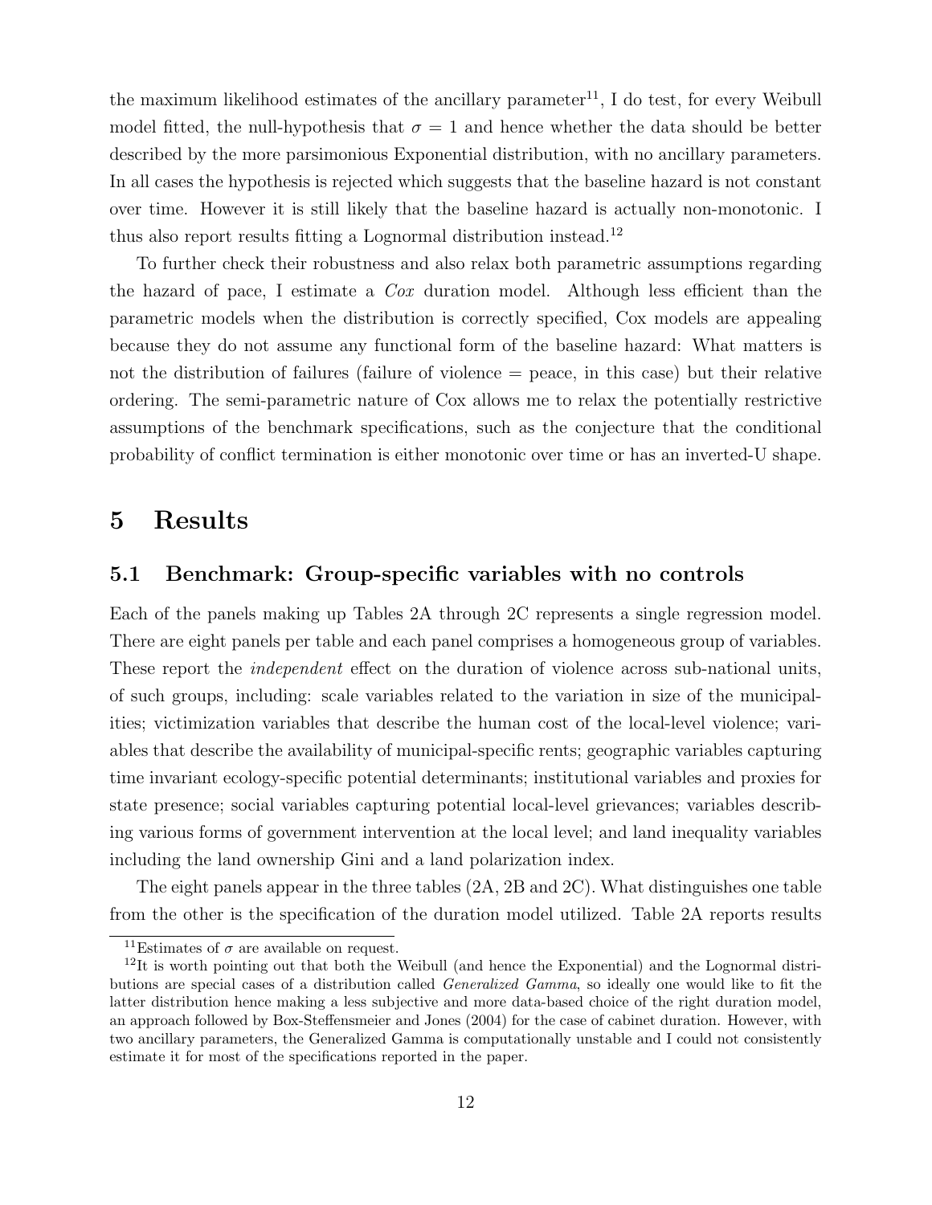the maximum likelihood estimates of the ancillary parameter[11], I do test, for every Weibull model fitted, the null-hypothesis that $\sigma = 1$ and hence whether the data should be better described by the more parsimonious Exponential distribution, with no ancillary parameters. In all cases the hypothesis is rejected which suggests that the baseline hazard is not constant over time. However it is still likely that the baseline hazard is actually non-monotonic. I thus also report results fitting a Lognormal distribution instead.[12]

To further check their robustness and also relax both parametric assumptions regarding the hazard of pace, I estimate a *Cox* duration model. Although less efficient than the parametric models when the distribution is correctly specified, Cox models are appealing because they do not assume any functional form of the baseline hazard: What matters is not the distribution of failures (failure of violence = peace, in this case) but their relative ordering. The semi-parametric nature of Cox allows me to relax the potentially restrictive assumptions of the benchmark specifications, such as the conjecture that the conditional probability of conflict termination is either monotonic over time or has an inverted-U shape.

# 5 Results

## 5.1 Benchmark: Group-specific variables with no controls

Each of the panels making up Tables 2A through 2C represents a single regression model. There are eight panels per table and each panel comprises a homogeneous group of variables. These report the *independent* effect on the duration of violence across sub-national units, of such groups, including: scale variables related to the variation in size of the municipalities; victimization variables that describe the human cost of the local-level violence; variables that describe the availability of municipal-specific rents; geographic variables capturing time invariant ecology-specific potential determinants; institutional variables and proxies for state presence; social variables capturing potential local-level grievances; variables describing various forms of government intervention at the local level; and land inequality variables including the land ownership Gini and a land polarization index.

The eight panels appear in the three tables (2A, 2B and 2C). What distinguishes one table from the other is the specification of the duration model utilized. Table 2A reports results

[11] Estimates of $\sigma$ are available on request.

[12] It is worth pointing out that both the Weibull (and hence the Exponential) and the Lognormal distributions are special cases of a distribution called *Generalized Gamma*, so ideally one would like to fit the latter distribution hence making a less subjective and more data-based choice of the right duration model, an approach followed by Box-Steffensmeier and Jones (2004) for the case of cabinet duration. However, with two ancillary parameters, the Generalized Gamma is computationally unstable and I could not consistently estimate it for most of the specifications reported in the paper.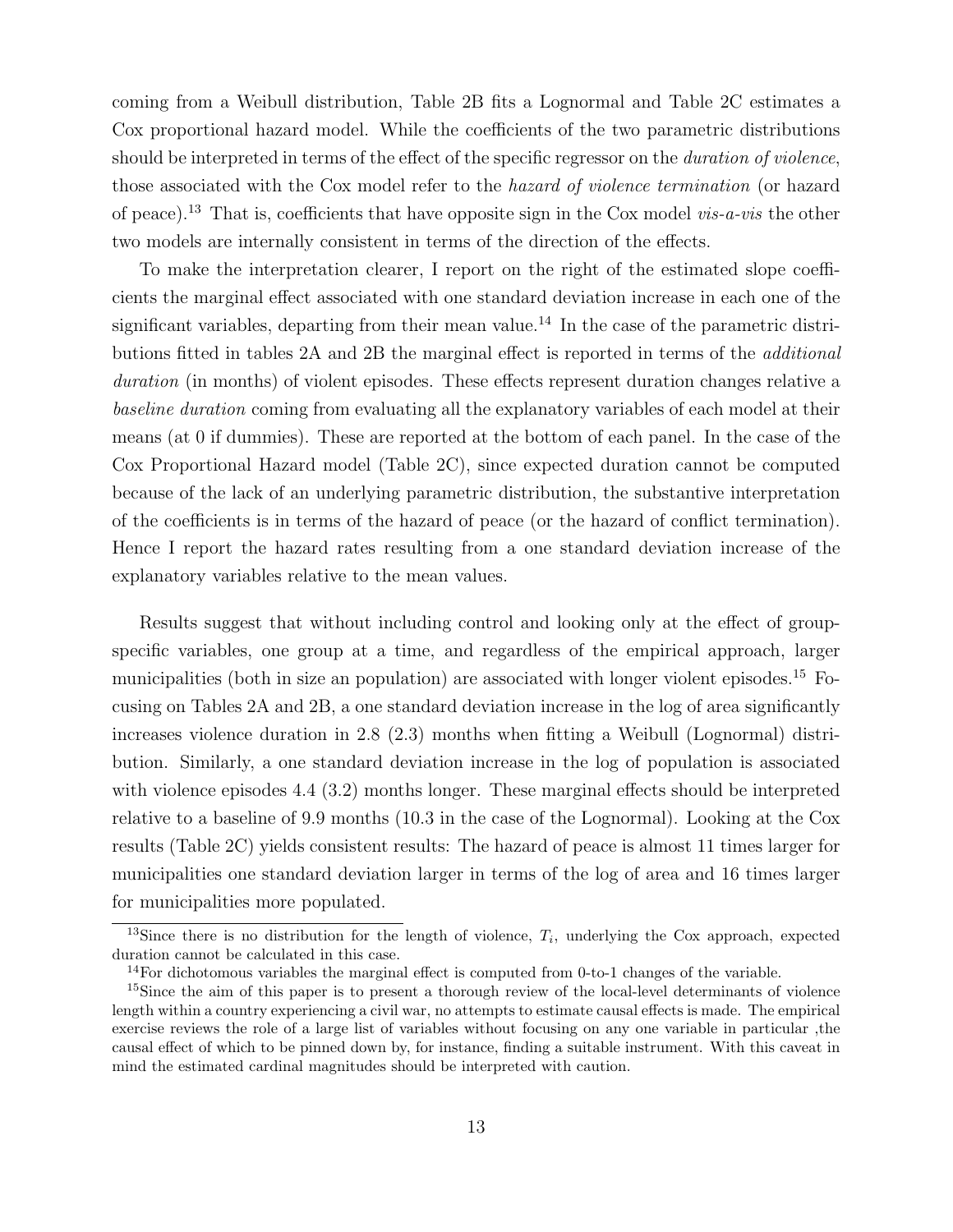coming from a Weibull distribution, Table 2B fits a Lognormal and Table 2C estimates a Cox proportional hazard model. While the coefficients of the two parametric distributions should be interpreted in terms of the effect of the specific regressor on the *duration of violence*, those associated with the Cox model refer to the *hazard of violence termination* (or hazard of peace).[13] That is, coefficients that have opposite sign in the Cox model *vis-a-vis* the other two models are internally consistent in terms of the direction of the effects.

To make the interpretation clearer, I report on the right of the estimated slope coefficients the marginal effect associated with one standard deviation increase in each one of the significant variables, departing from their mean value.[14] In the case of the parametric distributions fitted in tables 2A and 2B the marginal effect is reported in terms of the *additional duration* (in months) of violent episodes. These effects represent duration changes relative a *baseline duration* coming from evaluating all the explanatory variables of each model at their means (at 0 if dummies). These are reported at the bottom of each panel. In the case of the Cox Proportional Hazard model (Table 2C), since expected duration cannot be computed because of the lack of an underlying parametric distribution, the substantive interpretation of the coefficients is in terms of the hazard of peace (or the hazard of conflict termination). Hence I report the hazard rates resulting from a one standard deviation increase of the explanatory variables relative to the mean values.

Results suggest that without including control and looking only at the effect of group-specific variables, one group at a time, and regardless of the empirical approach, larger municipalities (both in size an population) are associated with longer violent episodes.[15] Focusing on Tables 2A and 2B, a one standard deviation increase in the log of area significantly increases violence duration in 2.8 (2.3) months when fitting a Weibull (Lognormal) distribution. Similarly, a one standard deviation increase in the log of population is associated with violence episodes 4.4 (3.2) months longer. These marginal effects should be interpreted relative to a baseline of 9.9 months (10.3 in the case of the Lognormal). Looking at the Cox results (Table 2C) yields consistent results: The hazard of peace is almost 11 times larger for municipalities one standard deviation larger in terms of the log of area and 16 times larger for municipalities more populated.

[13] Since there is no distribution for the length of violence, $T_i$, underlying the Cox approach, expected duration cannot be calculated in this case.

[14] For dichotomous variables the marginal effect is computed from 0-to-1 changes of the variable.

[15] Since the aim of this paper is to present a thorough review of the local-level determinants of violence length within a country experiencing a civil war, no attempts to estimate causal effects is made. The empirical exercise reviews the role of a large list of variables without focusing on any one variable in particular ,the causal effect of which to be pinned down by, for instance, finding a suitable instrument. With this caveat in mind the estimated cardinal magnitudes should be interpreted with caution.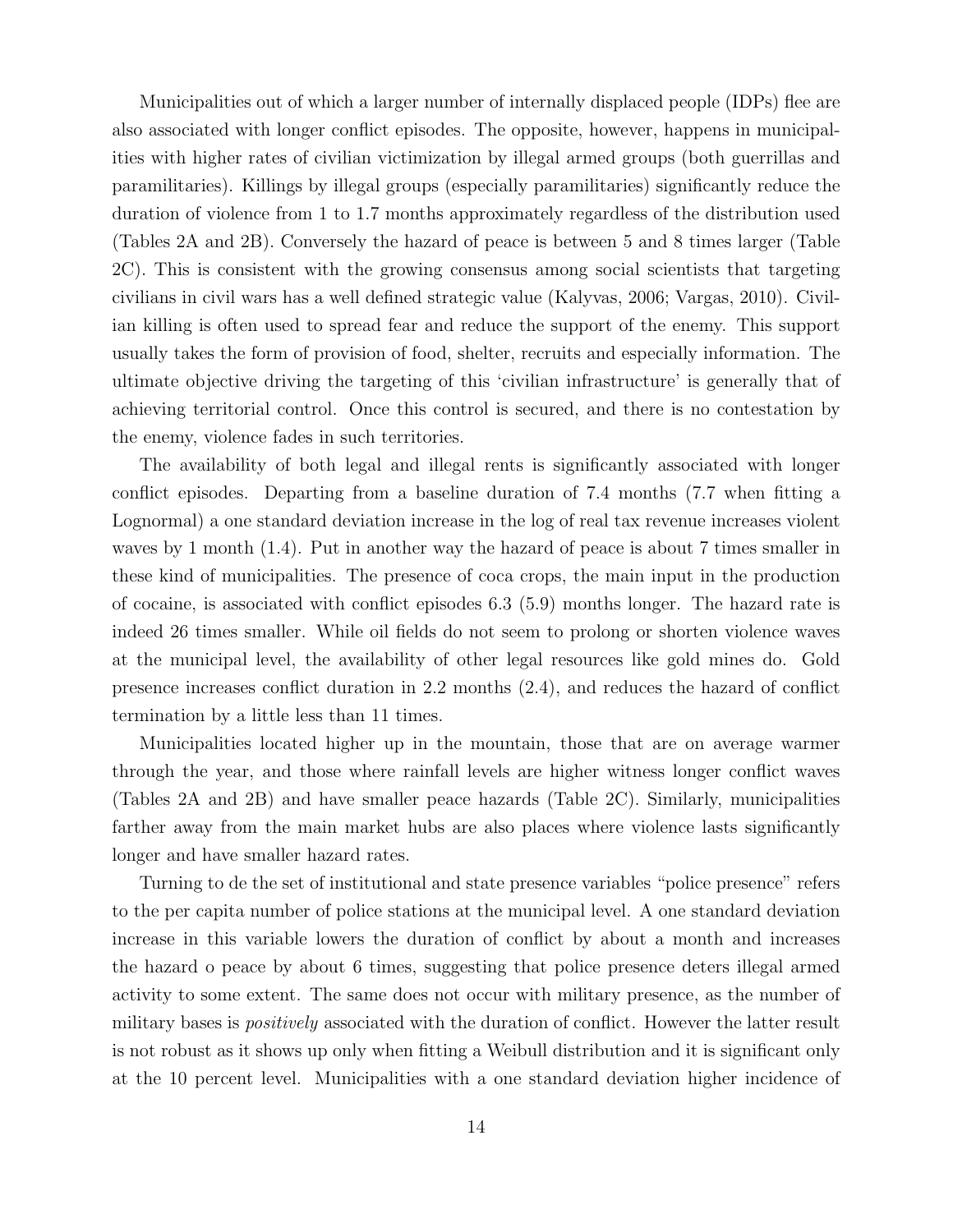Municipalities out of which a larger number of internally displaced people (IDPs) flee are also associated with longer conflict episodes. The opposite, however, happens in municipalities with higher rates of civilian victimization by illegal armed groups (both guerrillas and paramilitaries). Killings by illegal groups (especially paramilitaries) significantly reduce the duration of violence from 1 to 1.7 months approximately regardless of the distribution used (Tables 2A and 2B). Conversely the hazard of peace is between 5 and 8 times larger (Table 2C). This is consistent with the growing consensus among social scientists that targeting civilians in civil wars has a well defined strategic value (Kalyvas, 2006; Vargas, 2010). Civilian killing is often used to spread fear and reduce the support of the enemy. This support usually takes the form of provision of food, shelter, recruits and especially information. The ultimate objective driving the targeting of this 'civilian infrastructure' is generally that of achieving territorial control. Once this control is secured, and there is no contestation by the enemy, violence fades in such territories.

The availability of both legal and illegal rents is significantly associated with longer conflict episodes. Departing from a baseline duration of 7.4 months (7.7 when fitting a Lognormal) a one standard deviation increase in the log of real tax revenue increases violent waves by 1 month (1.4). Put in another way the hazard of peace is about 7 times smaller in these kind of municipalities. The presence of coca crops, the main input in the production of cocaine, is associated with conflict episodes 6.3 (5.9) months longer. The hazard rate is indeed 26 times smaller. While oil fields do not seem to prolong or shorten violence waves at the municipal level, the availability of other legal resources like gold mines do. Gold presence increases conflict duration in 2.2 months (2.4), and reduces the hazard of conflict termination by a little less than 11 times.

Municipalities located higher up in the mountain, those that are on average warmer through the year, and those where rainfall levels are higher witness longer conflict waves (Tables 2A and 2B) and have smaller peace hazards (Table 2C). Similarly, municipalities farther away from the main market hubs are also places where violence lasts significantly longer and have smaller hazard rates.

Turning to de the set of institutional and state presence variables "police presence" refers to the per capita number of police stations at the municipal level. A one standard deviation increase in this variable lowers the duration of conflict by about a month and increases the hazard o peace by about 6 times, suggesting that police presence deters illegal armed activity to some extent. The same does not occur with military presence, as the number of military bases is *positively* associated with the duration of conflict. However the latter result is not robust as it shows up only when fitting a Weibull distribution and it is significant only at the 10 percent level. Municipalities with a one standard deviation higher incidence of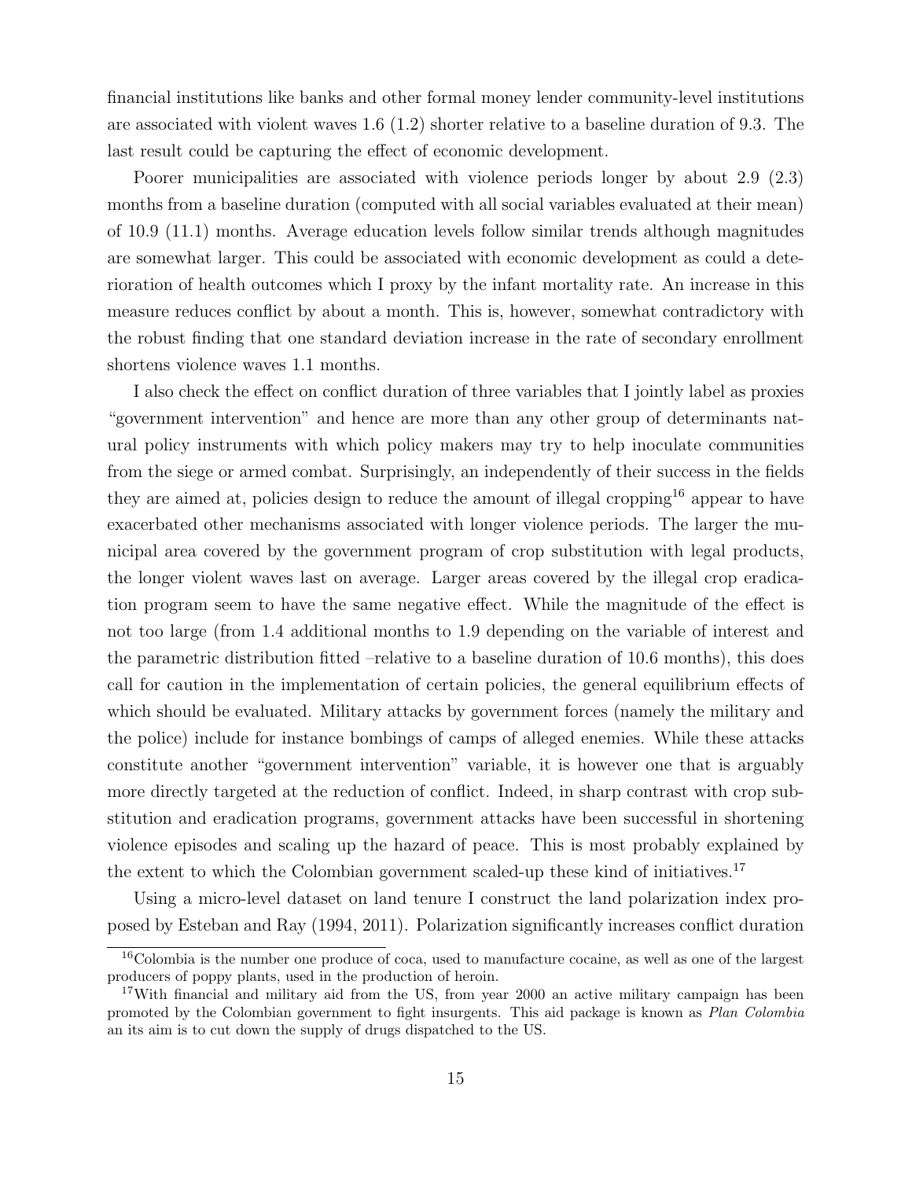financial institutions like banks and other formal money lender community-level institutions are associated with violent waves 1.6 (1.2) shorter relative to a baseline duration of 9.3. The last result could be capturing the effect of economic development.

Poorer municipalities are associated with violence periods longer by about 2.9 (2.3) months from a baseline duration (computed with all social variables evaluated at their mean) of 10.9 (11.1) months. Average education levels follow similar trends although magnitudes are somewhat larger. This could be associated with economic development as could a deterioration of health outcomes which I proxy by the infant mortality rate. An increase in this measure reduces conflict by about a month. This is, however, somewhat contradictory with the robust finding that one standard deviation increase in the rate of secondary enrollment shortens violence waves 1.1 months.

I also check the effect on conflict duration of three variables that I jointly label as proxies "government intervention" and hence are more than any other group of determinants natural policy instruments with which policy makers may try to help inoculate communities from the siege or armed combat. Surprisingly, an independently of their success in the fields they are aimed at, policies design to reduce the amount of illegal cropping[16] appear to have exacerbated other mechanisms associated with longer violence periods. The larger the municipal area covered by the government program of crop substitution with legal products, the longer violent waves last on average. Larger areas covered by the illegal crop eradication program seem to have the same negative effect. While the magnitude of the effect is not too large (from 1.4 additional months to 1.9 depending on the variable of interest and the parametric distribution fitted –relative to a baseline duration of 10.6 months), this does call for caution in the implementation of certain policies, the general equilibrium effects of which should be evaluated. Military attacks by government forces (namely the military and the police) include for instance bombings of camps of alleged enemies. While these attacks constitute another "government intervention" variable, it is however one that is arguably more directly targeted at the reduction of conflict. Indeed, in sharp contrast with crop substitution and eradication programs, government attacks have been successful in shortening violence episodes and scaling up the hazard of peace. This is most probably explained by the extent to which the Colombian government scaled-up these kind of initiatives.[17]

Using a micro-level dataset on land tenure I construct the land polarization index proposed by Esteban and Ray (1994, 2011). Polarization significantly increases conflict duration

[16] Colombia is the number one produce of coca, used to manufacture cocaine, as well as one of the largest producers of poppy plants, used in the production of heroin.

[17] With financial and military aid from the US, from year 2000 an active military campaign has been promoted by the Colombian government to fight insurgents. This aid package is known as *Plan Colombia* an its aim is to cut down the supply of drugs dispatched to the US.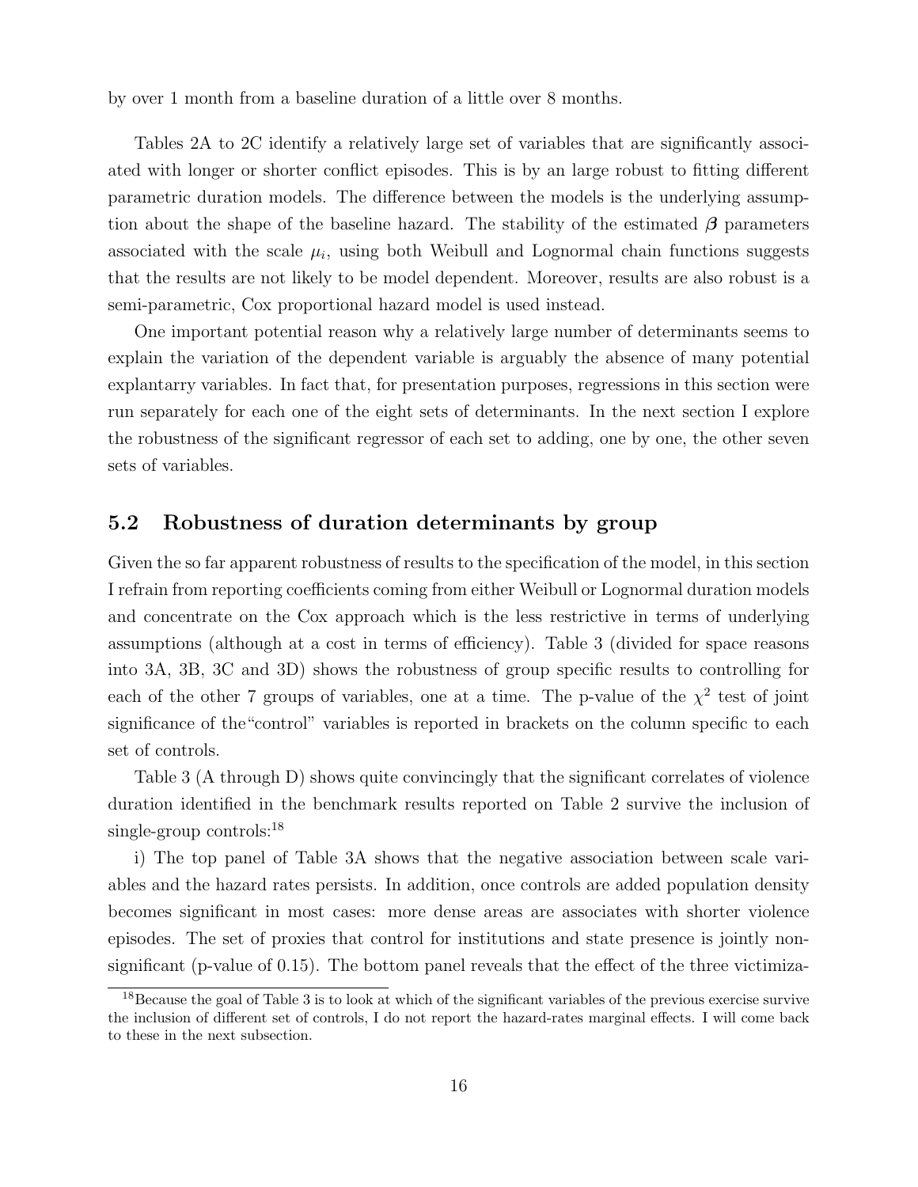by over 1 month from a baseline duration of a little over 8 months.

Tables 2A to 2C identify a relatively large set of variables that are significantly associated with longer or shorter conflict episodes. This is by an large robust to fitting different parametric duration models. The difference between the models is the underlying assumption about the shape of the baseline hazard. The stability of the estimated $\boldsymbol{\beta}$ parameters associated with the scale $\mu_i$, using both Weibull and Lognormal chain functions suggests that the results are not likely to be model dependent. Moreover, results are also robust is a semi-parametric, Cox proportional hazard model is used instead.

One important potential reason why a relatively large number of determinants seems to explain the variation of the dependent variable is arguably the absence of many potential explantarry variables. In fact that, for presentation purposes, regressions in this section were run separately for each one of the eight sets of determinants. In the next section I explore the robustness of the significant regressor of each set to adding, one by one, the other seven sets of variables.

## 5.2 Robustness of duration determinants by group

Given the so far apparent robustness of results to the specification of the model, in this section I refrain from reporting coefficients coming from either Weibull or Lognormal duration models and concentrate on the Cox approach which is the less restrictive in terms of underlying assumptions (although at a cost in terms of efficiency). Table 3 (divided for space reasons into 3A, 3B, 3C and 3D) shows the robustness of group specific results to controlling for each of the other 7 groups of variables, one at a time. The p-value of the $\chi^2$ test of joint significance of the“control” variables is reported in brackets on the column specific to each set of controls.

Table 3 (A through D) shows quite convincingly that the significant correlates of violence duration identified in the benchmark results reported on Table 2 survive the inclusion of single-group controls:[18]

i) The top panel of Table 3A shows that the negative association between scale variables and the hazard rates persists. In addition, once controls are added population density becomes significant in most cases: more dense areas are associates with shorter violence episodes. The set of proxies that control for institutions and state presence is jointly non-significant (p-value of 0.15). The bottom panel reveals that the effect of the three victimiza-

[18] Because the goal of Table 3 is to look at which of the significant variables of the previous exercise survive the inclusion of different set of controls, I do not report the hazard-rates marginal effects. I will come back to these in the next subsection.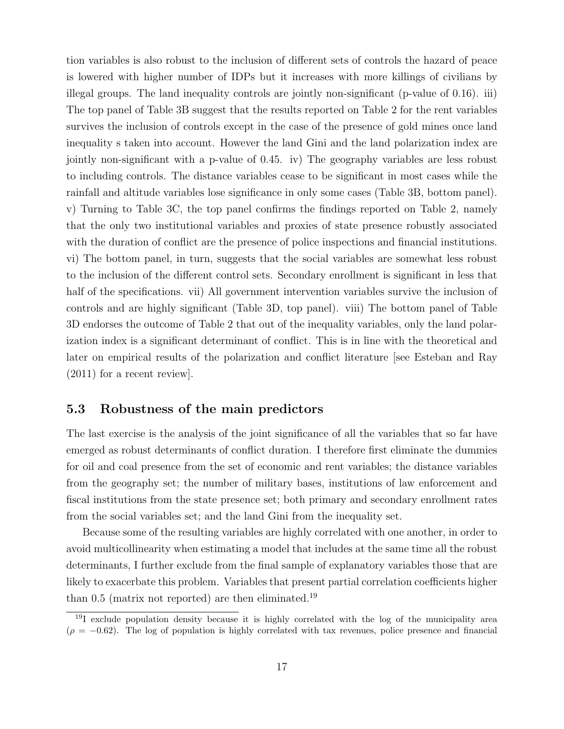tion variables is also robust to the inclusion of different sets of controls the hazard of peace is lowered with higher number of IDPs but it increases with more killings of civilians by illegal groups. The land inequality controls are jointly non-significant (p-value of 0.16). iii) The top panel of Table 3B suggest that the results reported on Table 2 for the rent variables survives the inclusion of controls except in the case of the presence of gold mines once land inequality s taken into account. However the land Gini and the land polarization index are jointly non-significant with a p-value of 0.45. iv) The geography variables are less robust to including controls. The distance variables cease to be significant in most cases while the rainfall and altitude variables lose significance in only some cases (Table 3B, bottom panel). v) Turning to Table 3C, the top panel confirms the findings reported on Table 2, namely that the only two institutional variables and proxies of state presence robustly associated with the duration of conflict are the presence of police inspections and financial institutions. vi) The bottom panel, in turn, suggests that the social variables are somewhat less robust to the inclusion of the different control sets. Secondary enrollment is significant in less that half of the specifications. vii) All government intervention variables survive the inclusion of controls and are highly significant (Table 3D, top panel). viii) The bottom panel of Table 3D endorses the outcome of Table 2 that out of the inequality variables, only the land polarization index is a significant determinant of conflict. This is in line with the theoretical and later on empirical results of the polarization and conflict literature [see Esteban and Ray (2011) for a recent review].

### 5.3 Robustness of the main predictors

The last exercise is the analysis of the joint significance of all the variables that so far have emerged as robust determinants of conflict duration. I therefore first eliminate the dummies for oil and coal presence from the set of economic and rent variables; the distance variables from the geography set; the number of military bases, institutions of law enforcement and fiscal institutions from the state presence set; both primary and secondary enrollment rates from the social variables set; and the land Gini from the inequality set.

Because some of the resulting variables are highly correlated with one another, in order to avoid multicollinearity when estimating a model that includes at the same time all the robust determinants, I further exclude from the final sample of explanatory variables those that are likely to exacerbate this problem. Variables that present partial correlation coefficients higher than 0.5 (matrix not reported) are then eliminated.[19]

[19] I exclude population density because it is highly correlated with the log of the municipality area ($\rho = -0.62$). The log of population is highly correlated with tax revenues, police presence and financial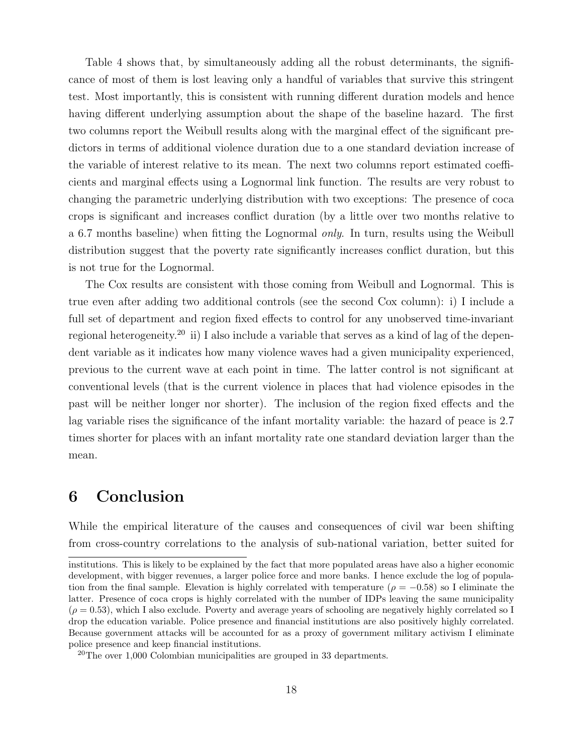Table 4 shows that, by simultaneously adding all the robust determinants, the significance of most of them is lost leaving only a handful of variables that survive this stringent test. Most importantly, this is consistent with running different duration models and hence having different underlying assumption about the shape of the baseline hazard. The first two columns report the Weibull results along with the marginal effect of the significant predictors in terms of additional violence duration due to a one standard deviation increase of the variable of interest relative to its mean. The next two columns report estimated coefficients and marginal effects using a Lognormal link function. The results are very robust to changing the parametric underlying distribution with two exceptions: The presence of coca crops is significant and increases conflict duration (by a little over two months relative to a 6.7 months baseline) when fitting the Lognormal *only*. In turn, results using the Weibull distribution suggest that the poverty rate significantly increases conflict duration, but this is not true for the Lognormal.

The Cox results are consistent with those coming from Weibull and Lognormal. This is true even after adding two additional controls (see the second Cox column): i) I include a full set of department and region fixed effects to control for any unobserved time-invariant regional heterogeneity.[20] ii) I also include a variable that serves as a kind of lag of the dependent variable as it indicates how many violence waves had a given municipality experienced, previous to the current wave at each point in time. The latter control is not significant at conventional levels (that is the current violence in places that had violence episodes in the past will be neither longer nor shorter). The inclusion of the region fixed effects and the lag variable rises the significance of the infant mortality variable: the hazard of peace is 2.7 times shorter for places with an infant mortality rate one standard deviation larger than the mean.

# 6 Conclusion

While the empirical literature of the causes and consequences of civil war been shifting from cross-country correlations to the analysis of sub-national variation, better suited for

---

institutions. This is likely to be explained by the fact that more populated areas have also a higher economic development, with bigger revenues, a larger police force and more banks. I hence exclude the log of population from the final sample. Elevation is highly correlated with temperature ($\rho = -0.58$) so I eliminate the latter. Presence of coca crops is highly correlated with the number of IDPs leaving the same municipality ($\rho = 0.53$), which I also exclude. Poverty and average years of schooling are negatively highly correlated so I drop the education variable. Police presence and financial institutions are also positively highly correlated. Because government attacks will be accounted for as a proxy of government military activism I eliminate police presence and keep financial institutions.

[20] The over 1,000 Colombian municipalities are grouped in 33 departments.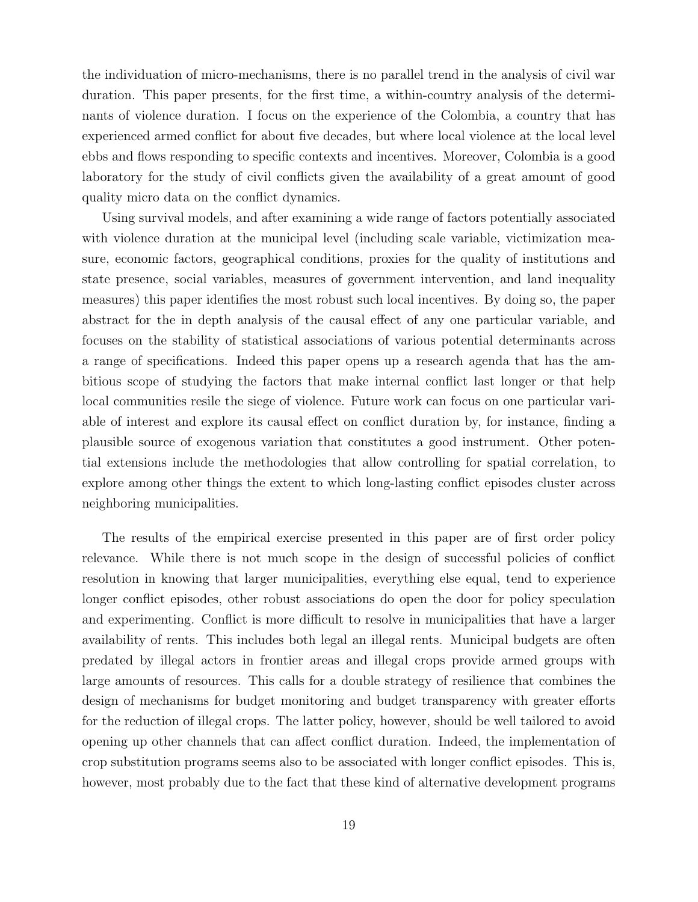the individuation of micro-mechanisms, there is no parallel trend in the analysis of civil war duration. This paper presents, for the first time, a within-country analysis of the determinants of violence duration. I focus on the experience of the Colombia, a country that has experienced armed conflict for about five decades, but where local violence at the local level ebbs and flows responding to specific contexts and incentives. Moreover, Colombia is a good laboratory for the study of civil conflicts given the availability of a great amount of good quality micro data on the conflict dynamics.

Using survival models, and after examining a wide range of factors potentially associated with violence duration at the municipal level (including scale variable, victimization measure, economic factors, geographical conditions, proxies for the quality of institutions and state presence, social variables, measures of government intervention, and land inequality measures) this paper identifies the most robust such local incentives. By doing so, the paper abstract for the in depth analysis of the causal effect of any one particular variable, and focuses on the stability of statistical associations of various potential determinants across a range of specifications. Indeed this paper opens up a research agenda that has the ambitious scope of studying the factors that make internal conflict last longer or that help local communities resile the siege of violence. Future work can focus on one particular variable of interest and explore its causal effect on conflict duration by, for instance, finding a plausible source of exogenous variation that constitutes a good instrument. Other potential extensions include the methodologies that allow controlling for spatial correlation, to explore among other things the extent to which long-lasting conflict episodes cluster across neighboring municipalities.

The results of the empirical exercise presented in this paper are of first order policy relevance. While there is not much scope in the design of successful policies of conflict resolution in knowing that larger municipalities, everything else equal, tend to experience longer conflict episodes, other robust associations do open the door for policy speculation and experimenting. Conflict is more difficult to resolve in municipalities that have a larger availability of rents. This includes both legal an illegal rents. Municipal budgets are often predated by illegal actors in frontier areas and illegal crops provide armed groups with large amounts of resources. This calls for a double strategy of resilience that combines the design of mechanisms for budget monitoring and budget transparency with greater efforts for the reduction of illegal crops. The latter policy, however, should be well tailored to avoid opening up other channels that can affect conflict duration. Indeed, the implementation of crop substitution programs seems also to be associated with longer conflict episodes. This is, however, most probably due to the fact that these kind of alternative development programs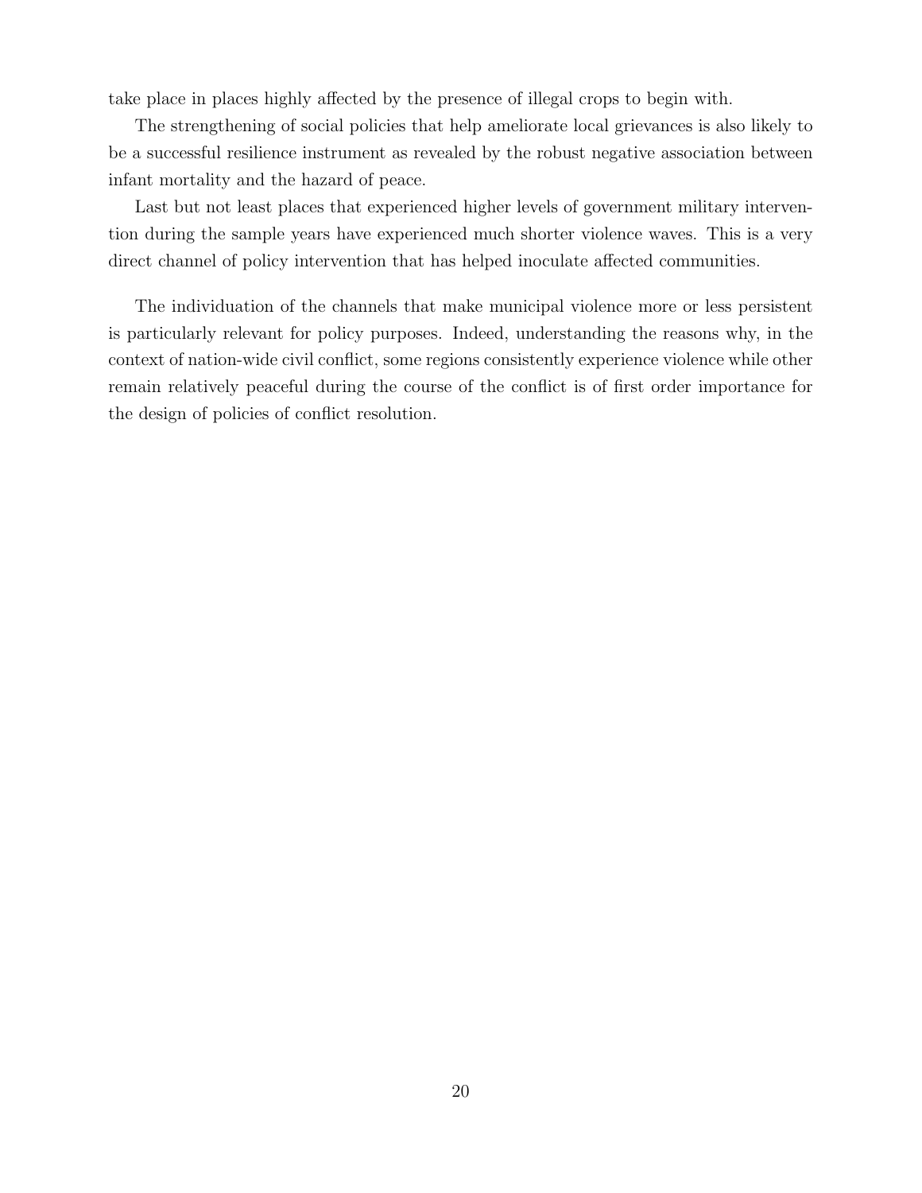take place in places highly affected by the presence of illegal crops to begin with.

The strengthening of social policies that help ameliorate local grievances is also likely to be a successful resilience instrument as revealed by the robust negative association between infant mortality and the hazard of peace.

Last but not least places that experienced higher levels of government military intervention during the sample years have experienced much shorter violence waves. This is a very direct channel of policy intervention that has helped inoculate affected communities.

The individuation of the channels that make municipal violence more or less persistent is particularly relevant for policy purposes. Indeed, understanding the reasons why, in the context of nation-wide civil conflict, some regions consistently experience violence while other remain relatively peaceful during the course of the conflict is of first order importance for the design of policies of conflict resolution.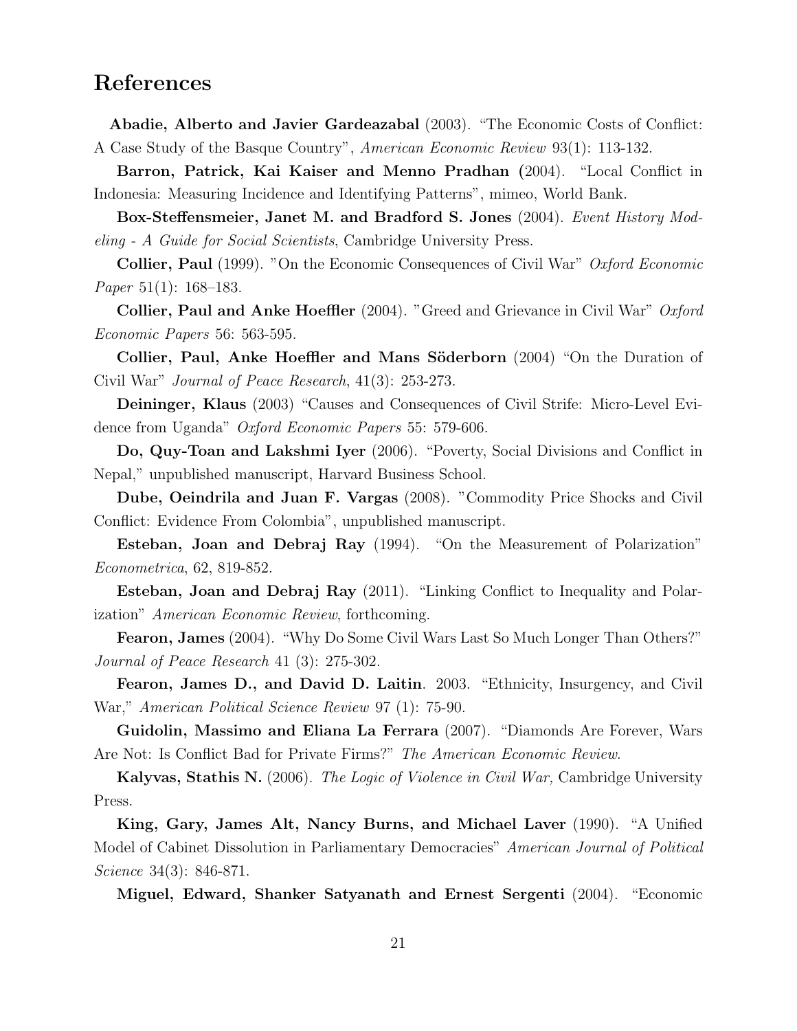## References

**Abadie, Alberto and Javier Gardeazabal** (2003). "The Economic Costs of Conflict: A Case Study of the Basque Country", *American Economic Review* 93(1): 113-132.

**Barron, Patrick, Kai Kaiser and Menno Pradhan (**2004). "Local Conflict in Indonesia: Measuring Incidence and Identifying Patterns", mimeo, World Bank.

**Box-Steffensmeier, Janet M. and Bradford S. Jones** (2004). *Event History Modeling - A Guide for Social Scientists*, Cambridge University Press.

**Collier, Paul** (1999). "On the Economic Consequences of Civil War" *Oxford Economic Paper* 51(1): 168–183.

**Collier, Paul and Anke Hoeffler** (2004). "Greed and Grievance in Civil War" *Oxford Economic Papers* 56: 563-595.

**Collier, Paul, Anke Hoeffler and Mans Söderborn** (2004) "On the Duration of Civil War" *Journal of Peace Research*, 41(3): 253-273.

**Deininger, Klaus** (2003) "Causes and Consequences of Civil Strife: Micro-Level Evidence from Uganda" *Oxford Economic Papers* 55: 579-606.

**Do, Quy-Toan and Lakshmi Iyer** (2006). "Poverty, Social Divisions and Conflict in Nepal," unpublished manuscript, Harvard Business School.

**Dube, Oeindrila and Juan F. Vargas** (2008). "Commodity Price Shocks and Civil Conflict: Evidence From Colombia", unpublished manuscript.

**Esteban, Joan and Debraj Ray** (1994). "On the Measurement of Polarization" *Econometrica*, 62, 819-852.

**Esteban, Joan and Debraj Ray** (2011). "Linking Conflict to Inequality and Polarization" *American Economic Review*, forthcoming.

**Fearon, James** (2004). "Why Do Some Civil Wars Last So Much Longer Than Others?" *Journal of Peace Research* 41 (3): 275-302.

**Fearon, James D., and David D. Laitin**. 2003. "Ethnicity, Insurgency, and Civil War," *American Political Science Review* 97 (1): 75-90.

**Guidolin, Massimo and Eliana La Ferrara** (2007). "Diamonds Are Forever, Wars Are Not: Is Conflict Bad for Private Firms?" *The American Economic Review*.

**Kalyvas, Stathis N.** (2006). *The Logic of Violence in Civil War,* Cambridge University Press.

**King, Gary, James Alt, Nancy Burns, and Michael Laver** (1990). "A Unified Model of Cabinet Dissolution in Parliamentary Democracies" *American Journal of Political Science* 34(3): 846-871.

**Miguel, Edward, Shanker Satyanath and Ernest Sergenti** (2004). "Economic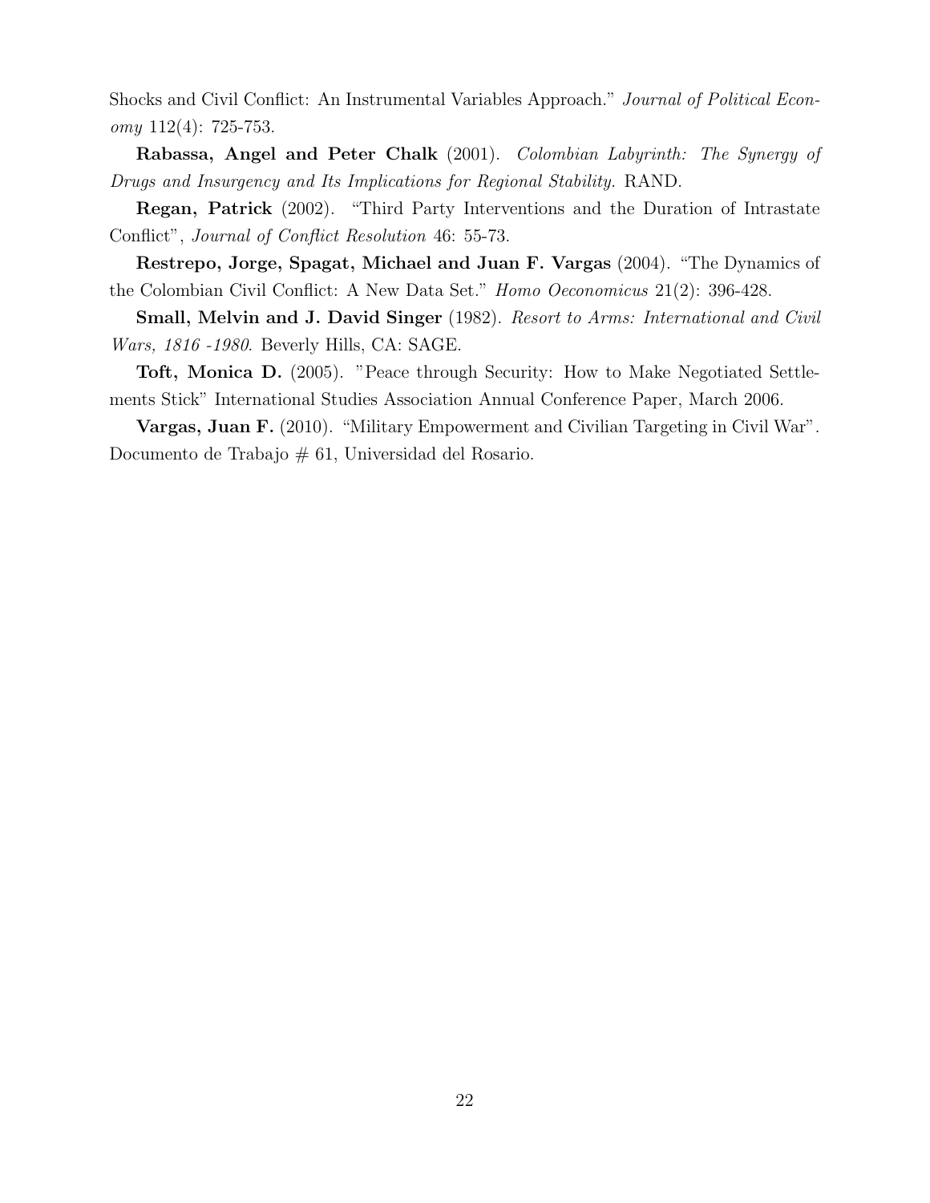Shocks and Civil Conflict: An Instrumental Variables Approach." *Journal of Political Economy* 112(4): 725-753.

**Rabassa, Angel and Peter Chalk** (2001). *Colombian Labyrinth: The Synergy of Drugs and Insurgency and Its Implications for Regional Stability.* RAND.

**Regan, Patrick** (2002). "Third Party Interventions and the Duration of Intrastate Conflict", *Journal of Conflict Resolution* 46: 55-73.

**Restrepo, Jorge, Spagat, Michael and Juan F. Vargas** (2004). "The Dynamics of the Colombian Civil Conflict: A New Data Set." *Homo Oeconomicus* 21(2): 396-428.

**Small, Melvin and J. David Singer** (1982). *Resort to Arms: International and Civil Wars, 1816 -1980*. Beverly Hills, CA: SAGE.

**Toft, Monica D.** (2005). "Peace through Security: How to Make Negotiated Settlements Stick" International Studies Association Annual Conference Paper, March 2006.

**Vargas, Juan F.** (2010). "Military Empowerment and Civilian Targeting in Civil War". Documento de Trabajo # 61, Universidad del Rosario.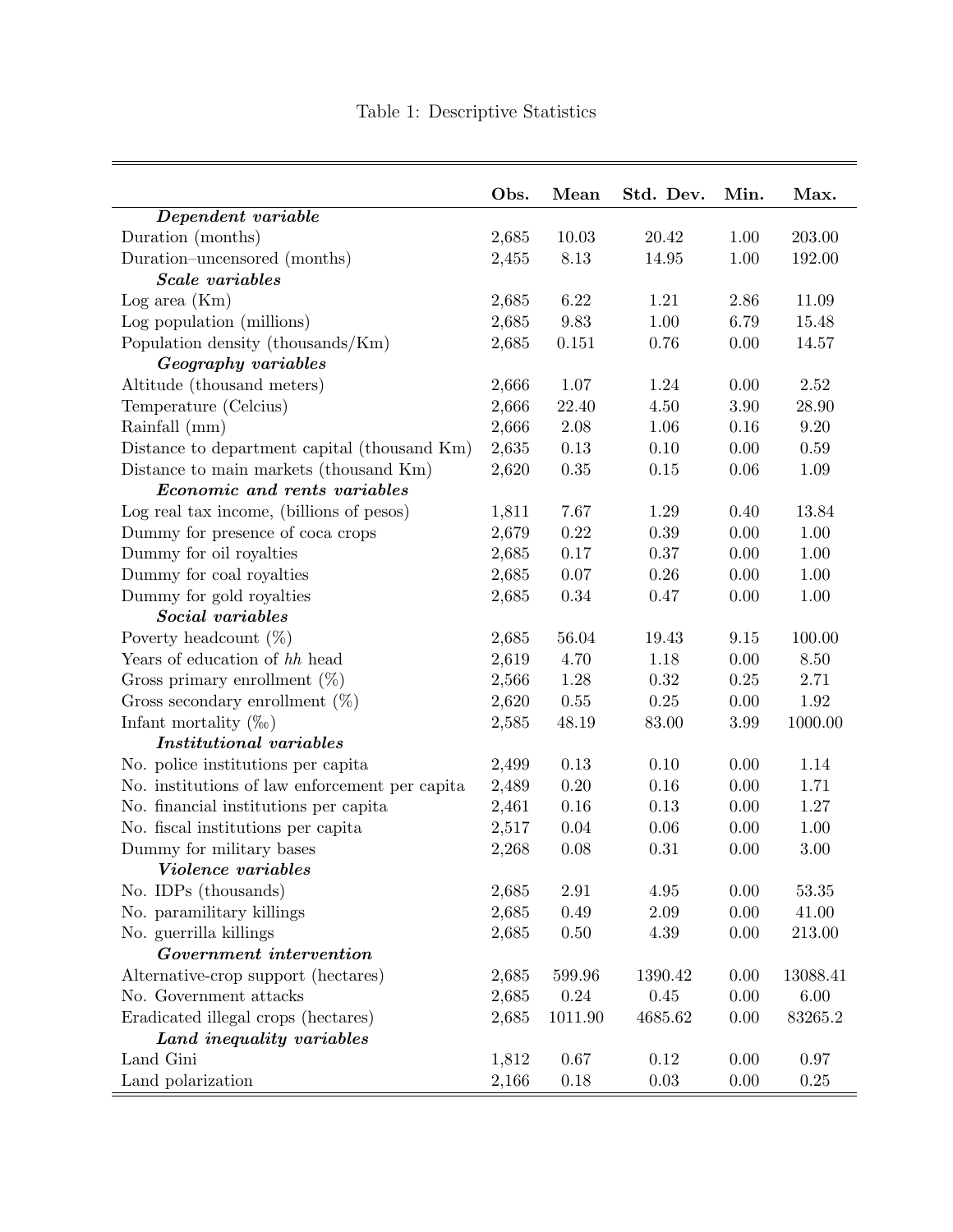Table 1: Descriptive Statistics

| | Obs. | Mean | Std. Dev. | Min. | Max. |
|---|---|---|---|---|---|
| ***Dependent variable*** | | | | | |
| Duration (months) | 2,685 | 10.03 | 20.42 | 1.00 | 203.00 |
| Duration–uncensored (months) | 2,455 | 8.13 | 14.95 | 1.00 | 192.00 |
| ***Scale variables*** | | | | | |
| Log area (Km) | 2,685 | 6.22 | 1.21 | 2.86 | 11.09 |
| Log population (millions) | 2,685 | 9.83 | 1.00 | 6.79 | 15.48 |
| Population density (thousands/Km) | 2,685 | 0.151 | 0.76 | 0.00 | 14.57 |
| ***Geography variables*** | | | | | |
| Altitude (thousand meters) | 2,666 | 1.07 | 1.24 | 0.00 | 2.52 |
| Temperature (Celcius) | 2,666 | 22.40 | 4.50 | 3.90 | 28.90 |
| Rainfall (mm) | 2,666 | 2.08 | 1.06 | 0.16 | 9.20 |
| Distance to department capital (thousand Km) | 2,635 | 0.13 | 0.10 | 0.00 | 0.59 |
| Distance to main markets (thousand Km) | 2,620 | 0.35 | 0.15 | 0.06 | 1.09 |
| ***Economic and rents variables*** | | | | | |
| Log real tax income, (billions of pesos) | 1,811 | 7.67 | 1.29 | 0.40 | 13.84 |
| Dummy for presence of coca crops | 2,679 | 0.22 | 0.39 | 0.00 | 1.00 |
| Dummy for oil royalties | 2,685 | 0.17 | 0.37 | 0.00 | 1.00 |
| Dummy for coal royalties | 2,685 | 0.07 | 0.26 | 0.00 | 1.00 |
| Dummy for gold royalties | 2,685 | 0.34 | 0.47 | 0.00 | 1.00 |
| ***Social variables*** | | | | | |
| Poverty headcount (%) | 2,685 | 56.04 | 19.43 | 9.15 | 100.00 |
| Years of education of *hh* head | 2,619 | 4.70 | 1.18 | 0.00 | 8.50 |
| Gross primary enrollment (%) | 2,566 | 1.28 | 0.32 | 0.25 | 2.71 |
| Gross secondary enrollment (%) | 2,620 | 0.55 | 0.25 | 0.00 | 1.92 |
| Infant mortality (‰) | 2,585 | 48.19 | 83.00 | 3.99 | 1000.00 |
| ***Institutional variables*** | | | | | |
| No. police institutions per capita | 2,499 | 0.13 | 0.10 | 0.00 | 1.14 |
| No. institutions of law enforcement per capita | 2,489 | 0.20 | 0.16 | 0.00 | 1.71 |
| No. financial institutions per capita | 2,461 | 0.16 | 0.13 | 0.00 | 1.27 |
| No. fiscal institutions per capita | 2,517 | 0.04 | 0.06 | 0.00 | 1.00 |
| Dummy for military bases | 2,268 | 0.08 | 0.31 | 0.00 | 3.00 |
| ***Violence variables*** | | | | | |
| No. IDPs (thousands) | 2,685 | 2.91 | 4.95 | 0.00 | 53.35 |
| No. paramilitary killings | 2,685 | 0.49 | 2.09 | 0.00 | 41.00 |
| No. guerrilla killings | 2,685 | 0.50 | 4.39 | 0.00 | 213.00 |
| ***Government intervention*** | | | | | |
| Alternative-crop support (hectares) | 2,685 | 599.96 | 1390.42 | 0.00 | 13088.41 |
| No. Government attacks | 2,685 | 0.24 | 0.45 | 0.00 | 6.00 |
| Eradicated illegal crops (hectares) | 2,685 | 1011.90 | 4685.62 | 0.00 | 83265.2 |
| ***Land inequality variables*** | | | | | |
| Land Gini | 1,812 | 0.67 | 0.12 | 0.00 | 0.97 |
| Land polarization | 2,166 | 0.18 | 0.03 | 0.00 | 0.25 |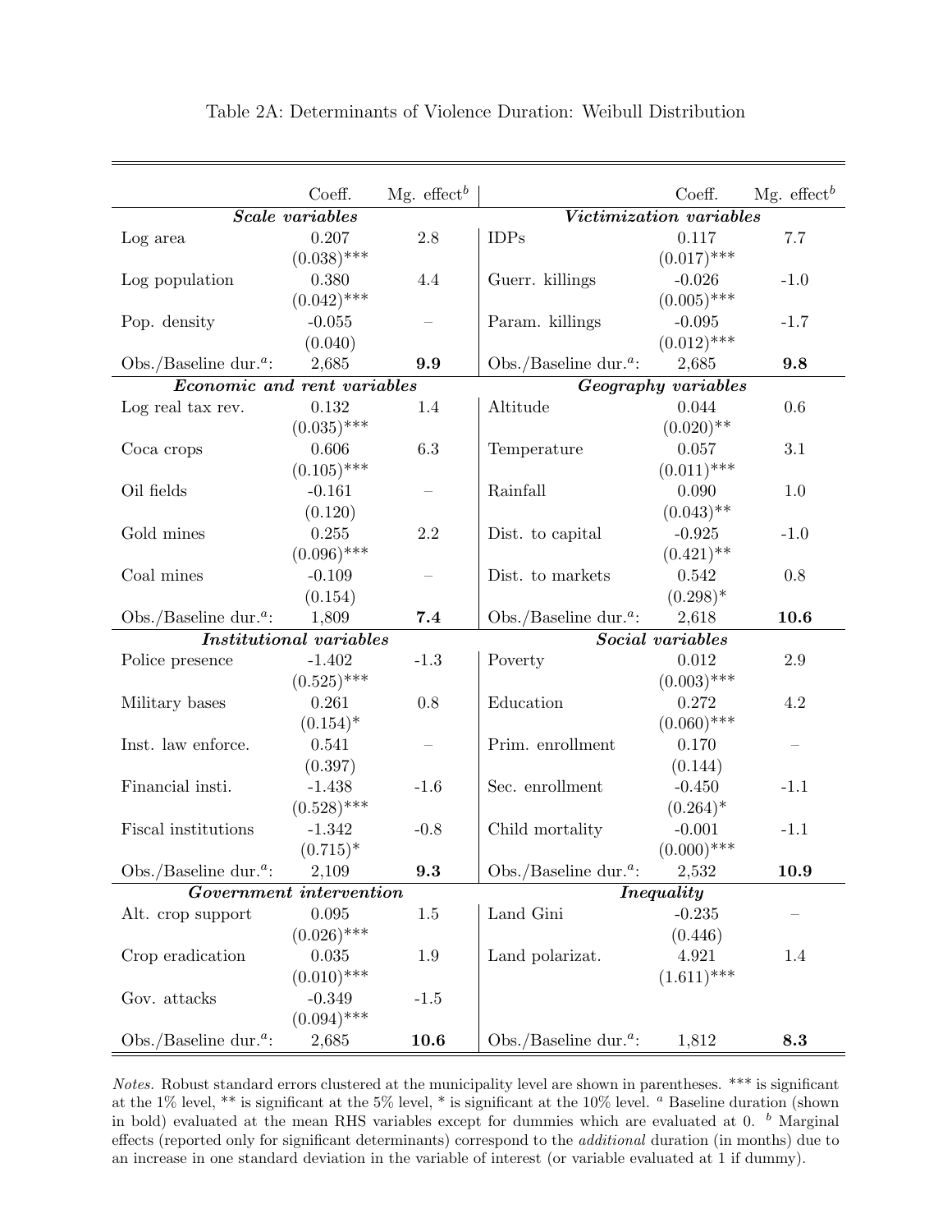Table 2A: Determinants of Violence Duration: Weibull Distribution

| | Coeff. | Mg. effect[b] | | Coeff. | Mg. effect[b] |
|---|---|---|---|---|---|
| ***Scale variables*** | | | ***Victimization variables*** | | |
| Log area | 0.207 | 2.8 | IDPs | 0.117 | 7.7 |
| | (0.038)*** | | | (0.017)*** | |
| Log population | 0.380 | 4.4 | Guerr. killings | -0.026 | -1.0 |
| | (0.042)*** | | | (0.005)*** | |
| Pop. density | -0.055 | – | Param. killings | -0.095 | -1.7 |
| | (0.040) | | | (0.012)*** | |
| Obs./Baseline dur.[a]: | 2,685 | **9.9** | Obs./Baseline dur.[a]: | 2,685 | **9.8** |
| ***Economic and rent variables*** | | | ***Geography variables*** | | |
| Log real tax rev. | 0.132 | 1.4 | Altitude | 0.044 | 0.6 |
| | (0.035)*** | | | (0.020)** | |
| Coca crops | 0.606 | 6.3 | Temperature | 0.057 | 3.1 |
| | (0.105)*** | | | (0.011)*** | |
| Oil fields | -0.161 | – | Rainfall | 0.090 | 1.0 |
| | (0.120) | | | (0.043)** | |
| Gold mines | 0.255 | 2.2 | Dist. to capital | -0.925 | -1.0 |
| | (0.096)*** | | | (0.421)** | |
| Coal mines | -0.109 | – | Dist. to markets | 0.542 | 0.8 |
| | (0.154) | | | (0.298)* | |
| Obs./Baseline dur.[a]: | 1,809 | **7.4** | Obs./Baseline dur.[a]: | 2,618 | **10.6** |
| ***Institutional variables*** | | | ***Social variables*** | | |
| Police presence | -1.402 | -1.3 | Poverty | 0.012 | 2.9 |
| | (0.525)*** | | | (0.003)*** | |
| Military bases | 0.261 | 0.8 | Education | 0.272 | 4.2 |
| | (0.154)* | | | (0.060)*** | |
| Inst. law enforce. | 0.541 | – | Prim. enrollment | 0.170 | – |
| | (0.397) | | | (0.144) | |
| Financial insti. | -1.438 | -1.6 | Sec. enrollment | -0.450 | -1.1 |
| | (0.528)*** | | | (0.264)* | |
| Fiscal institutions | -1.342 | -0.8 | Child mortality | -0.001 | -1.1 |
| | (0.715)* | | | (0.000)*** | |
| Obs./Baseline dur.[a]: | 2,109 | **9.3** | Obs./Baseline dur.[a]: | 2,532 | **10.9** |
| ***Government intervention*** | | | ***Inequality*** | | |
| Alt. crop support | 0.095 | 1.5 | Land Gini | -0.235 | – |
| | (0.026)*** | | | (0.446) | |
| Crop eradication | 0.035 | 1.9 | Land polarizat. | 4.921 | 1.4 |
| | (0.010)*** | | | (1.611)*** | |
| Gov. attacks | -0.349 | -1.5 | | | |
| | (0.094)*** | | | | |
| Obs./Baseline dur.[a]: | 2,685 | **10.6** | Obs./Baseline dur.[a]: | 1,812 | **8.3** |

*Notes.* Robust standard errors clustered at the municipality level are shown in parentheses. *** is significant at the 1% level, ** is significant at the 5% level, * is significant at the 10% level. [a] Baseline duration (shown in bold) evaluated at the mean RHS variables except for dummies which are evaluated at 0. [b] Marginal effects (reported only for significant determinants) correspond to the *additional* duration (in months) due to an increase in one standard deviation in the variable of interest (or variable evaluated at 1 if dummy).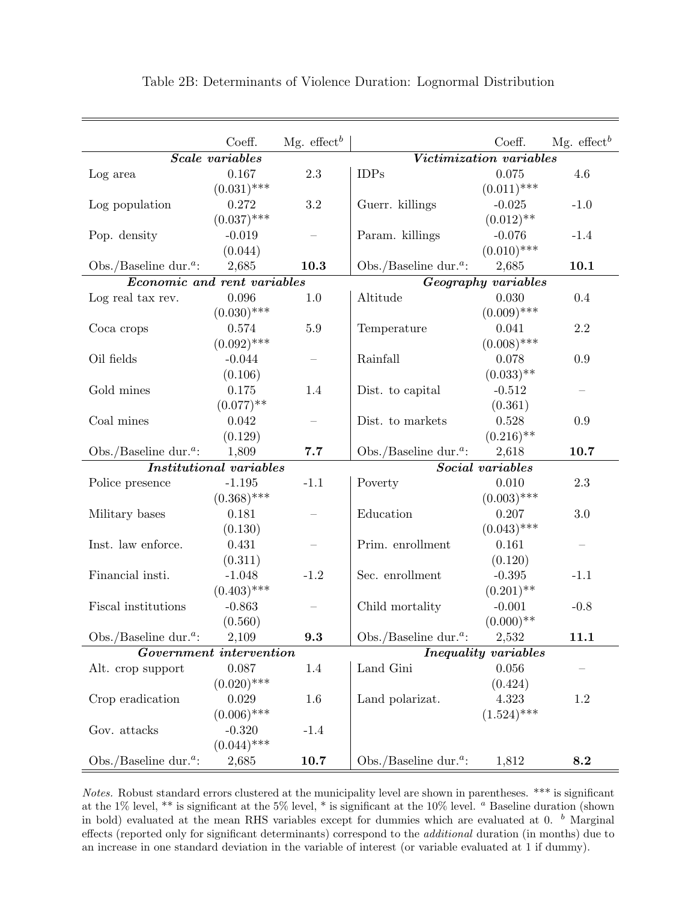Table 2B: Determinants of Violence Duration: Lognormal Distribution

| | Coeff. | Mg. effect[b] | | Coeff. | Mg. effect[b] |
|---|---|---|---|---|---|
| ***Scale variables*** | | | ***Victimization variables*** | | |
| Log area | 0.167 | 2.3 | IDPs | 0.075 | 4.6 |
| | (0.031)*** | | | (0.011)*** | |
| Log population | 0.272 | 3.2 | Guerr. killings | -0.025 | -1.0 |
| | (0.037)*** | | | (0.012)** | |
| Pop. density | -0.019 | – | Param. killings | -0.076 | -1.4 |
| | (0.044) | | | (0.010)*** | |
| Obs./Baseline dur.[a]: | 2,685 | **10.3** | Obs./Baseline dur.[a]: | 2,685 | **10.1** |
| ***Economic and rent variables*** | | | ***Geography variables*** | | |
| Log real tax rev. | 0.096 | 1.0 | Altitude | 0.030 | 0.4 |
| | (0.030)*** | | | (0.009)*** | |
| Coca crops | 0.574 | 5.9 | Temperature | 0.041 | 2.2 |
| | (0.092)*** | | | (0.008)*** | |
| Oil fields | -0.044 | – | Rainfall | 0.078 | 0.9 |
| | (0.106) | | | (0.033)** | |
| Gold mines | 0.175 | 1.4 | Dist. to capital | -0.512 | – |
| | (0.077)** | | | (0.361) | |
| Coal mines | 0.042 | – | Dist. to markets | 0.528 | 0.9 |
| | (0.129) | | | (0.216)** | |
| Obs./Baseline dur.[a]: | 1,809 | **7.7** | Obs./Baseline dur.[a]: | 2,618 | **10.7** |
| ***Institutional variables*** | | | ***Social variables*** | | |
| Police presence | -1.195 | -1.1 | Poverty | 0.010 | 2.3 |
| | (0.368)*** | | | (0.003)*** | |
| Military bases | 0.181 | – | Education | 0.207 | 3.0 |
| | (0.130) | | | (0.043)*** | |
| Inst. law enforce. | 0.431 | – | Prim. enrollment | 0.161 | – |
| | (0.311) | | | (0.120) | |
| Financial insti. | -1.048 | -1.2 | Sec. enrollment | -0.395 | -1.1 |
| | (0.403)*** | | | (0.201)** | |
| Fiscal institutions | -0.863 | – | Child mortality | -0.001 | -0.8 |
| | (0.560) | | | (0.000)** | |
| Obs./Baseline dur.[a]: | 2,109 | **9.3** | Obs./Baseline dur.[a]: | 2,532 | **11.1** |
| ***Government intervention*** | | | ***Inequality variables*** | | |
| Alt. crop support | 0.087 | 1.4 | Land Gini | 0.056 | – |
| | (0.020)*** | | | (0.424) | |
| Crop eradication | 0.029 | 1.6 | Land polarizat. | 4.323 | 1.2 |
| | (0.006)*** | | | (1.524)*** | |
| Gov. attacks | -0.320 | -1.4 | | | |
| | (0.044)*** | | | | |
| Obs./Baseline dur.[a]: | 2,685 | **10.7** | Obs./Baseline dur.[a]: | 1,812 | **8.2** |

*Notes.* Robust standard errors clustered at the municipality level are shown in parentheses. *** is significant at the 1% level, ** is significant at the 5% level, * is significant at the 10% level. [a] Baseline duration (shown in bold) evaluated at the mean RHS variables except for dummies which are evaluated at 0. [b] Marginal effects (reported only for significant determinants) correspond to the *additional* duration (in months) due to an increase in one standard deviation in the variable of interest (or variable evaluated at 1 if dummy).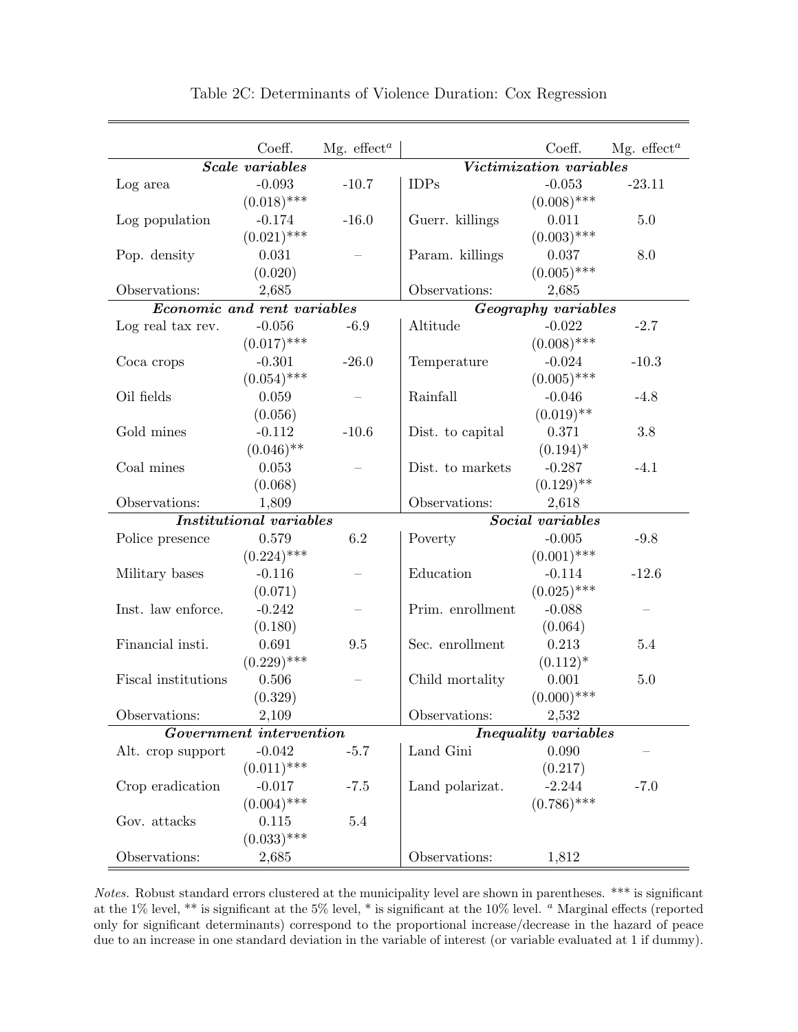Table 2C: Determinants of Violence Duration: Cox Regression

| | Coeff. | Mg. effect[a] | | Coeff. | Mg. effect[a] |
|---|---|---|---|---|---|
| ***Scale variables*** | | | ***Victimization variables*** | | |
| Log area | -0.093 | -10.7 | IDPs | -0.053 | -23.11 |
| | (0.018)*** | | | (0.008)*** | |
| Log population | -0.174 | -16.0 | Guerr. killings | 0.011 | 5.0 |
| | (0.021)*** | | | (0.003)*** | |
| Pop. density | 0.031 | – | Param. killings | 0.037 | 8.0 |
| | (0.020) | | | (0.005)*** | |
| Observations: | 2,685 | | Observations: | 2,685 | |
| ***Economic and rent variables*** | | | ***Geography variables*** | | |
| Log real tax rev. | -0.056 | -6.9 | Altitude | -0.022 | -2.7 |
| | (0.017)*** | | | (0.008)*** | |
| Coca crops | -0.301 | -26.0 | Temperature | -0.024 | -10.3 |
| | (0.054)*** | | | (0.005)*** | |
| Oil fields | 0.059 | – | Rainfall | -0.046 | -4.8 |
| | (0.056) | | | (0.019)** | |
| Gold mines | -0.112 | -10.6 | Dist. to capital | 0.371 | 3.8 |
| | (0.046)** | | | (0.194)* | |
| Coal mines | 0.053 | – | Dist. to markets | -0.287 | -4.1 |
| | (0.068) | | | (0.129)** | |
| Observations: | 1,809 | | Observations: | 2,618 | |
| ***Institutional variables*** | | | ***Social variables*** | | |
| Police presence | 0.579 | 6.2 | Poverty | -0.005 | -9.8 |
| | (0.224)*** | | | (0.001)*** | |
| Military bases | -0.116 | – | Education | -0.114 | -12.6 |
| | (0.071) | | | (0.025)*** | |
| Inst. law enforce. | -0.242 | – | Prim. enrollment | -0.088 | – |
| | (0.180) | | | (0.064) | |
| Financial insti. | 0.691 | 9.5 | Sec. enrollment | 0.213 | 5.4 |
| | (0.229)*** | | | (0.112)* | |
| Fiscal institutions | 0.506 | – | Child mortality | 0.001 | 5.0 |
| | (0.329) | | | (0.000)*** | |
| Observations: | 2,109 | | Observations: | 2,532 | |
| ***Government intervention*** | | | ***Inequality variables*** | | |
| Alt. crop support | -0.042 | -5.7 | Land Gini | 0.090 | – |
| | (0.011)*** | | | (0.217) | |
| Crop eradication | -0.017 | -7.5 | Land polarizat. | -2.244 | -7.0 |
| | (0.004)*** | | | (0.786)*** | |
| Gov. attacks | 0.115 | 5.4 | | | |
| | (0.033)*** | | | | |
| Observations: | 2,685 | | Observations: | 1,812 | |

*Notes.* Robust standard errors clustered at the municipality level are shown in parentheses. *** is significant at the 1% level, ** is significant at the 5% level, * is significant at the 10% level. [a] Marginal effects (reported only for significant determinants) correspond to the proportional increase/decrease in the hazard of peace due to an increase in one standard deviation in the variable of interest (or variable evaluated at 1 if dummy).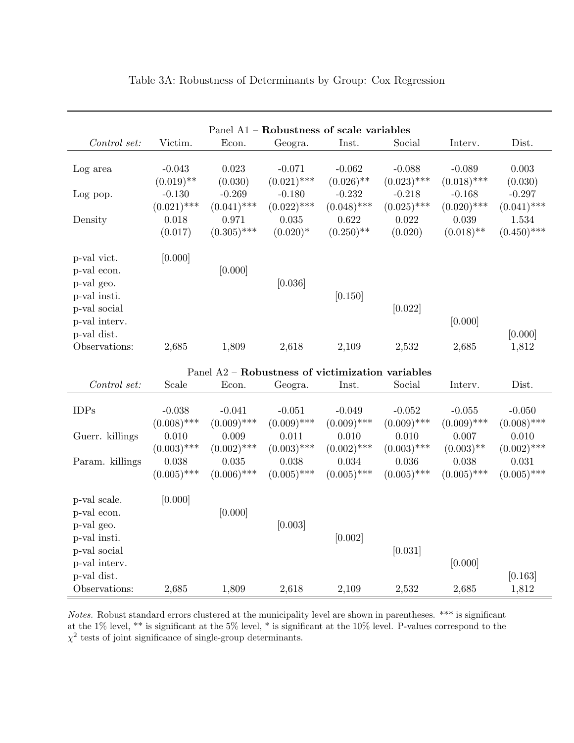Table 3A: Robustness of Determinants by Group: Cox Regression

| Panel A1 – **Robustness of scale variables** | | | | | | | |
|---|---|---|---|---|---|---|---|
| *Control set:* | Victim. | Econ. | Geogra. | Inst. | Social | Interv. | Dist. |
| Log area | -0.043 | 0.023 | -0.071 | -0.062 | -0.088 | -0.089 | 0.003 |
| | (0.019)** | (0.030) | (0.021)*** | (0.026)** | (0.023)*** | (0.018)*** | (0.030) |
| Log pop. | -0.130 | -0.269 | -0.180 | -0.232 | -0.218 | -0.168 | -0.297 |
| | (0.021)*** | (0.041)*** | (0.022)*** | (0.048)*** | (0.025)*** | (0.020)*** | (0.041)*** |
| Density | 0.018 | 0.971 | 0.035 | 0.622 | 0.022 | 0.039 | 1.534 |
| | (0.017) | (0.305)*** | (0.020)* | (0.250)** | (0.020) | (0.018)** | (0.450)*** |
| p-val vict. | [0.000] | | | | | | |
| p-val econ. | | [0.000] | | | | | |
| p-val geo. | | | [0.036] | | | | |
| p-val insti. | | | | [0.150] | | | |
| p-val social | | | | | [0.022] | | |
| p-val interv. | | | | | | [0.000] | |
| p-val dist. | | | | | | | [0.000] |
| Observations: | 2,685 | 1,809 | 2,618 | 2,109 | 2,532 | 2,685 | 1,812 |

| Panel A2 – **Robustness of victimization variables** | | | | | | | |
|---|---|---|---|---|---|---|---|
| *Control set:* | Scale | Econ. | Geogra. | Inst. | Social | Interv. | Dist. |
| IDPs | -0.038 | -0.041 | -0.051 | -0.049 | -0.052 | -0.055 | -0.050 |
| | (0.008)*** | (0.009)*** | (0.009)*** | (0.009)*** | (0.009)*** | (0.009)*** | (0.008)*** |
| Guerr. killings | 0.010 | 0.009 | 0.011 | 0.010 | 0.010 | 0.007 | 0.010 |
| | (0.003)*** | (0.002)*** | (0.003)*** | (0.002)*** | (0.003)*** | (0.003)** | (0.002)*** |
| Param. killings | 0.038 | 0.035 | 0.038 | 0.034 | 0.036 | 0.038 | 0.031 |
| | (0.005)*** | (0.006)*** | (0.005)*** | (0.005)*** | (0.005)*** | (0.005)*** | (0.005)*** |
| p-val scale. | [0.000] | | | | | | |
| p-val econ. | | [0.000] | | | | | |
| p-val geo. | | | [0.003] | | | | |
| p-val insti. | | | | [0.002] | | | |
| p-val social | | | | | [0.031] | | |
| p-val interv. | | | | | | [0.000] | |
| p-val dist. | | | | | | | [0.163] |
| Observations: | 2,685 | 1,809 | 2,618 | 2,109 | 2,532 | 2,685 | 1,812 |

*Notes.* Robust standard errors clustered at the municipality level are shown in parentheses. *** is significant at the 1% level, ** is significant at the 5% level, * is significant at the 10% level. P-values correspond to the $\chi^2$ tests of joint significance of single-group determinants.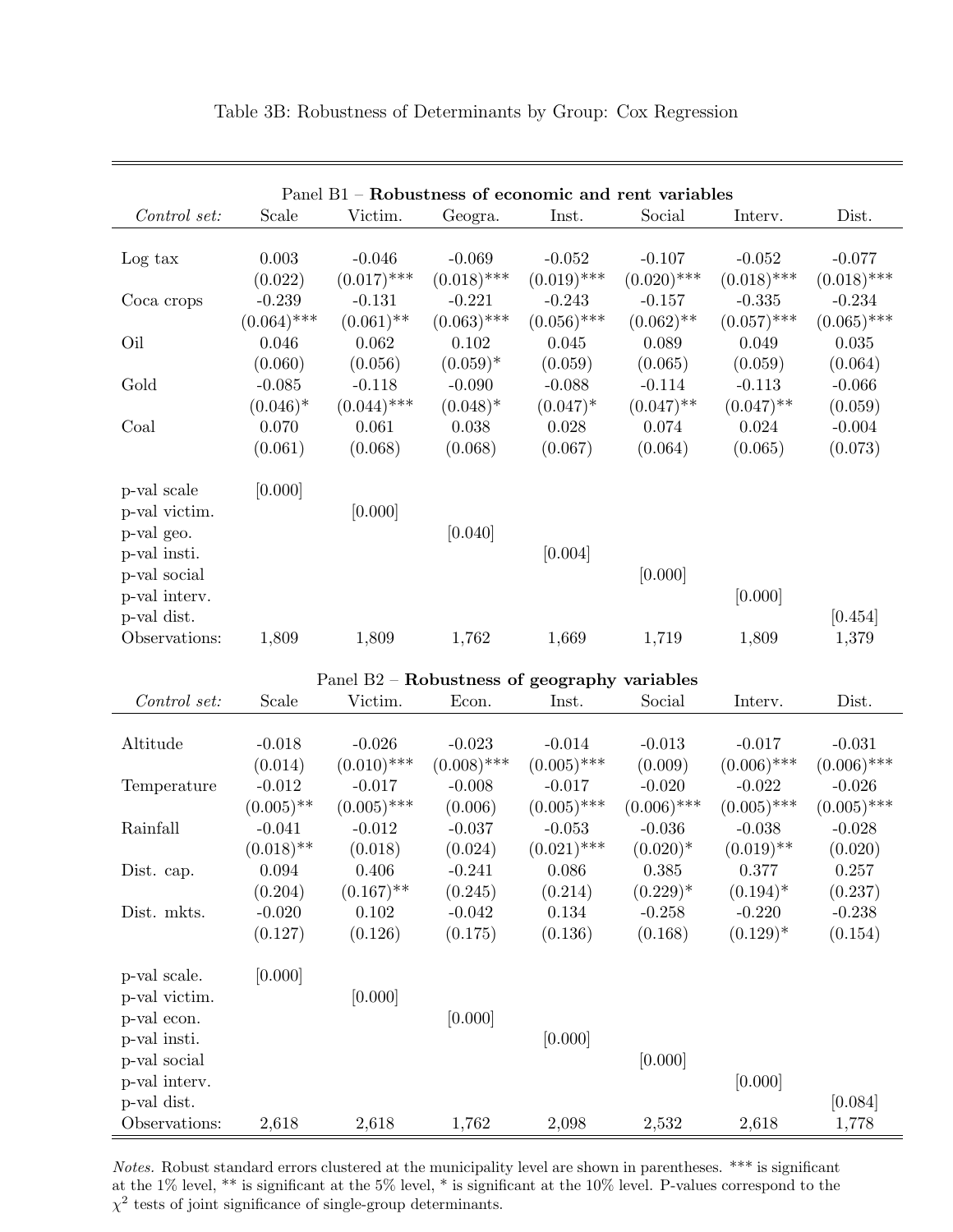Table 3B: Robustness of Determinants by Group: Cox Regression

| Panel B1 – **Robustness of economic and rent variables** | | | | | | | |
|---|---|---|---|---|---|---|---|
| *Control set:* | Scale | Victim. | Geogra. | Inst. | Social | Interv. | Dist. |
| Log tax | 0.003 | -0.046 | -0.069 | -0.052 | -0.107 | -0.052 | -0.077 |
| | (0.022) | (0.017)*** | (0.018)*** | (0.019)*** | (0.020)*** | (0.018)*** | (0.018)*** |
| Coca crops | -0.239 | -0.131 | -0.221 | -0.243 | -0.157 | -0.335 | -0.234 |
| | (0.064)*** | (0.061)** | (0.063)*** | (0.056)*** | (0.062)** | (0.057)*** | (0.065)*** |
| Oil | 0.046 | 0.062 | 0.102 | 0.045 | 0.089 | 0.049 | 0.035 |
| | (0.060) | (0.056) | (0.059)* | (0.059) | (0.065) | (0.059) | (0.064) |
| Gold | -0.085 | -0.118 | -0.090 | -0.088 | -0.114 | -0.113 | -0.066 |
| | (0.046)* | (0.044)*** | (0.048)* | (0.047)* | (0.047)** | (0.047)** | (0.059) |
| Coal | 0.070 | 0.061 | 0.038 | 0.028 | 0.074 | 0.024 | -0.004 |
| | (0.061) | (0.068) | (0.068) | (0.067) | (0.064) | (0.065) | (0.073) |
| p-val scale | [0.000] | | | | | | |
| p-val victim. | | [0.000] | | | | | |
| p-val geo. | | | [0.040] | | | | |
| p-val insti. | | | | [0.004] | | | |
| p-val social | | | | | [0.000] | | |
| p-val interv. | | | | | | [0.000] | |
| p-val dist. | | | | | | | [0.454] |
| Observations: | 1,809 | 1,809 | 1,762 | 1,669 | 1,719 | 1,809 | 1,379 |
| Panel B2 – **Robustness of geography variables** | | | | | | | |
| *Control set:* | Scale | Victim. | Econ. | Inst. | Social | Interv. | Dist. |
| Altitude | -0.018 | -0.026 | -0.023 | -0.014 | -0.013 | -0.017 | -0.031 |
| | (0.014) | (0.010)*** | (0.008)*** | (0.005)*** | (0.009) | (0.006)*** | (0.006)*** |
| Temperature | -0.012 | -0.017 | -0.008 | -0.017 | -0.020 | -0.022 | -0.026 |
| | (0.005)** | (0.005)*** | (0.006) | (0.005)*** | (0.006)*** | (0.005)*** | (0.005)*** |
| Rainfall | -0.041 | -0.012 | -0.037 | -0.053 | -0.036 | -0.038 | -0.028 |
| | (0.018)** | (0.018) | (0.024) | (0.021)*** | (0.020)* | (0.019)** | (0.020) |
| Dist. cap. | 0.094 | 0.406 | -0.241 | 0.086 | 0.385 | 0.377 | 0.257 |
| | (0.204) | (0.167)** | (0.245) | (0.214) | (0.229)* | (0.194)* | (0.237) |
| Dist. mkts. | -0.020 | 0.102 | -0.042 | 0.134 | -0.258 | -0.220 | -0.238 |
| | (0.127) | (0.126) | (0.175) | (0.136) | (0.168) | (0.129)* | (0.154) |
| p-val scale. | [0.000] | | | | | | |
| p-val victim. | | [0.000] | | | | | |
| p-val econ. | | | [0.000] | | | | |
| p-val insti. | | | | [0.000] | | | |
| p-val social | | | | | [0.000] | | |
| p-val interv. | | | | | | [0.000] | |
| p-val dist. | | | | | | | [0.084] |
| Observations: | 2,618 | 2,618 | 1,762 | 2,098 | 2,532 | 2,618 | 1,778 |

*Notes.* Robust standard errors clustered at the municipality level are shown in parentheses. *** is significant at the 1% level, ** is significant at the 5% level, * is significant at the 10% level. P-values correspond to the $\chi^2$ tests of joint significance of single-group determinants.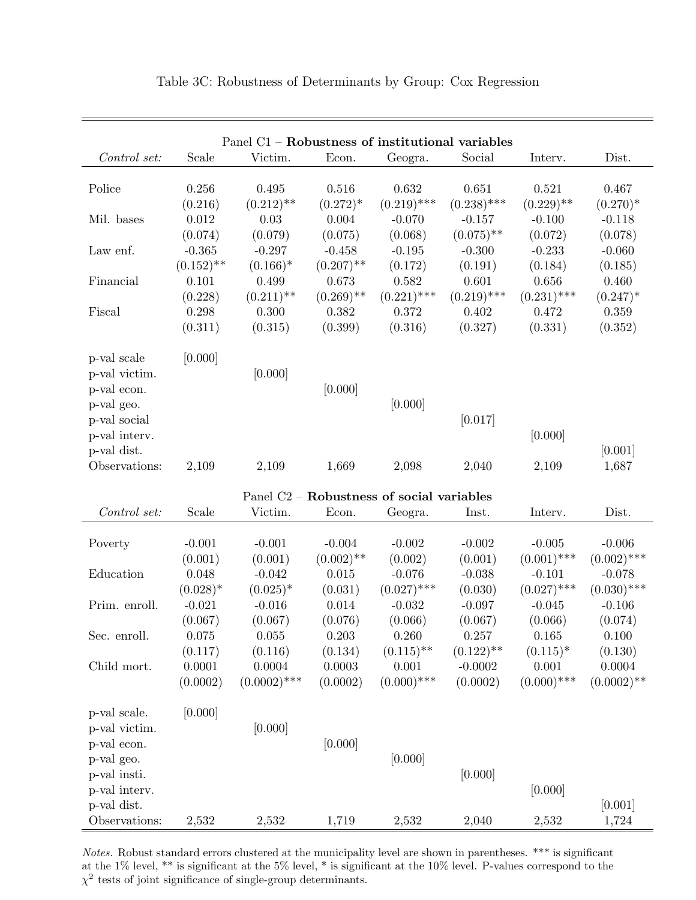Table 3C: Robustness of Determinants by Group: Cox Regression

Panel C1 – **Robustness of institutional variables**

| *Control set:* | Scale | Victim. | Econ. | Geogra. | Social | Interv. | Dist. |
|---|---|---|---|---|---|---|---|
| Police | 0.256 | 0.495 | 0.516 | 0.632 | 0.651 | 0.521 | 0.467 |
| | (0.216) | (0.212)** | (0.272)* | (0.219)*** | (0.238)*** | (0.229)** | (0.270)* |
| Mil. bases | 0.012 | 0.03 | 0.004 | -0.070 | -0.157 | -0.100 | -0.118 |
| | (0.074) | (0.079) | (0.075) | (0.068) | (0.075)** | (0.072) | (0.078) |
| Law enf. | -0.365 | -0.297 | -0.458 | -0.195 | -0.300 | -0.233 | -0.060 |
| | (0.152)** | (0.166)* | (0.207)** | (0.172) | (0.191) | (0.184) | (0.185) |
| Financial | 0.101 | 0.499 | 0.673 | 0.582 | 0.601 | 0.656 | 0.460 |
| | (0.228) | (0.211)** | (0.269)** | (0.221)*** | (0.219)*** | (0.231)*** | (0.247)* |
| Fiscal | 0.298 | 0.300 | 0.382 | 0.372 | 0.402 | 0.472 | 0.359 |
| | (0.311) | (0.315) | (0.399) | (0.316) | (0.327) | (0.331) | (0.352) |
| p-val scale | [0.000] | | | | | | |
| p-val victim. | | [0.000] | | | | | |
| p-val econ. | | | [0.000] | | | | |
| p-val geo. | | | | [0.000] | | | |
| p-val social | | | | | [0.017] | | |
| p-val interv. | | | | | | [0.000] | |
| p-val dist. | | | | | | | [0.001] |
| Observations: | 2,109 | 2,109 | 1,669 | 2,098 | 2,040 | 2,109 | 1,687 |

Panel C2 – **Robustness of social variables**

| *Control set:* | Scale | Victim. | Econ. | Geogra. | Inst. | Interv. | Dist. |
|---|---|---|---|---|---|---|---|
| Poverty | -0.001 | -0.001 | -0.004 | -0.002 | -0.002 | -0.005 | -0.006 |
| | (0.001) | (0.001) | (0.002)** | (0.002) | (0.001) | (0.001)*** | (0.002)*** |
| Education | 0.048 | -0.042 | 0.015 | -0.076 | -0.038 | -0.101 | -0.078 |
| | (0.028)* | (0.025)* | (0.031) | (0.027)*** | (0.030) | (0.027)*** | (0.030)*** |
| Prim. enroll. | -0.021 | -0.016 | 0.014 | -0.032 | -0.097 | -0.045 | -0.106 |
| | (0.067) | (0.067) | (0.076) | (0.066) | (0.067) | (0.066) | (0.074) |
| Sec. enroll. | 0.075 | 0.055 | 0.203 | 0.260 | 0.257 | 0.165 | 0.100 |
| | (0.117) | (0.116) | (0.134) | (0.115)** | (0.122)** | (0.115)* | (0.130) |
| Child mort. | 0.0001 | 0.0004 | 0.0003 | 0.001 | -0.0002 | 0.001 | 0.0004 |
| | (0.0002) | (0.0002)*** | (0.0002) | (0.000)*** | (0.0002) | (0.000)*** | (0.0002)** |
| p-val scale. | [0.000] | | | | | | |
| p-val victim. | | [0.000] | | | | | |
| p-val econ. | | | [0.000] | | | | |
| p-val geo. | | | | [0.000] | | | |
| p-val insti. | | | | | [0.000] | | |
| p-val interv. | | | | | | [0.000] | |
| p-val dist. | | | | | | | [0.001] |
| Observations: | 2,532 | 2,532 | 1,719 | 2,532 | 2,040 | 2,532 | 1,724 |

*Notes.* Robust standard errors clustered at the municipality level are shown in parentheses. *** is significant at the 1% level, ** is significant at the 5% level, * is significant at the 10% level. P-values correspond to the $\chi^2$ tests of joint significance of single-group determinants.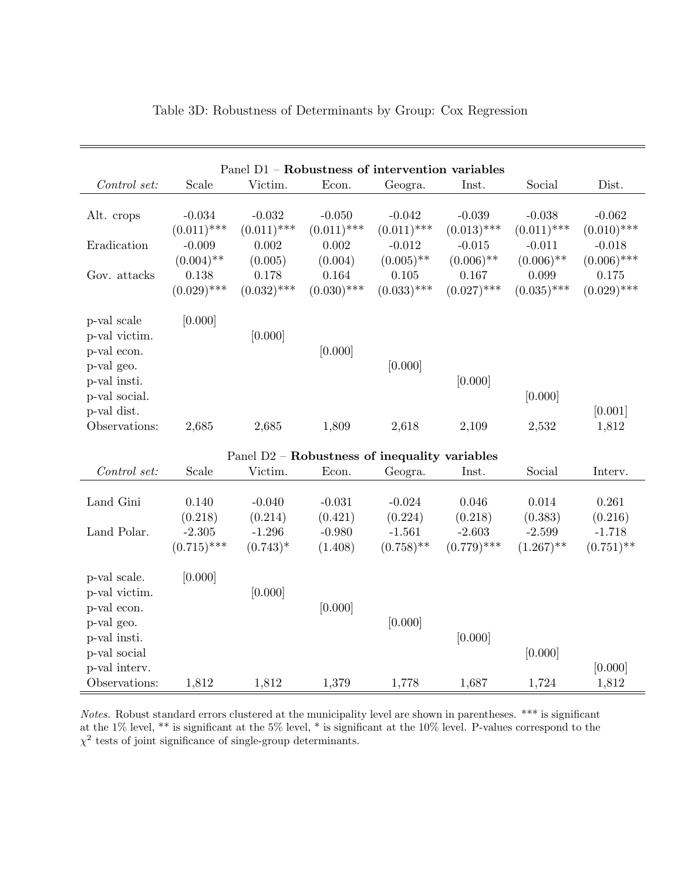Table 3D: Robustness of Determinants by Group: Cox Regression

| Panel D1 – **Robustness of intervention variables** | | | | | | | |
|---|---|---|---|---|---|---|---|
| *Control set:* | Scale | Victim. | Econ. | Geogra. | Inst. | Social | Dist. |
| Alt. crops | -0.034 | -0.032 | -0.050 | -0.042 | -0.039 | -0.038 | -0.062 |
| | (0.011)*** | (0.011)*** | (0.011)*** | (0.011)*** | (0.013)*** | (0.011)*** | (0.010)*** |
| Eradication | -0.009 | 0.002 | 0.002 | -0.012 | -0.015 | -0.011 | -0.018 |
| | (0.004)** | (0.005) | (0.004) | (0.005)** | (0.006)** | (0.006)** | (0.006)*** |
| Gov. attacks | 0.138 | 0.178 | 0.164 | 0.105 | 0.167 | 0.099 | 0.175 |
| | (0.029)*** | (0.032)*** | (0.030)*** | (0.033)*** | (0.027)*** | (0.035)*** | (0.029)*** |
| p-val scale | [0.000] | | | | | | |
| p-val victim. | | [0.000] | | | | | |
| p-val econ. | | | [0.000] | | | | |
| p-val geo. | | | | [0.000] | | | |
| p-val insti. | | | | | [0.000] | | |
| p-val social. | | | | | | [0.000] | |
| p-val dist. | | | | | | | [0.001] |
| Observations: | 2,685 | 2,685 | 1,809 | 2,618 | 2,109 | 2,532 | 1,812 |

| Panel D2 – **Robustness of inequality variables** | | | | | | | |
|---|---|---|---|---|---|---|---|
| *Control set:* | Scale | Victim. | Econ. | Geogra. | Inst. | Social | Interv. |
| Land Gini | 0.140 | -0.040 | -0.031 | -0.024 | 0.046 | 0.014 | 0.261 |
| | (0.218) | (0.214) | (0.421) | (0.224) | (0.218) | (0.383) | (0.216) |
| Land Polar. | -2.305 | -1.296 | -0.980 | -1.561 | -2.603 | -2.599 | -1.718 |
| | (0.715)*** | (0.743)* | (1.408) | (0.758)** | (0.779)*** | (1.267)** | (0.751)** |
| p-val scale. | [0.000] | | | | | | |
| p-val victim. | | [0.000] | | | | | |
| p-val econ. | | | [0.000] | | | | |
| p-val geo. | | | | [0.000] | | | |
| p-val insti. | | | | | [0.000] | | |
| p-val social | | | | | | [0.000] | |
| p-val interv. | | | | | | | [0.000] |
| Observations: | 1,812 | 1,812 | 1,379 | 1,778 | 1,687 | 1,724 | 1,812 |

*Notes.* Robust standard errors clustered at the municipality level are shown in parentheses. *** is significant at the 1% level, ** is significant at the 5% level, * is significant at the 10% level. P-values correspond to the $\chi^2$ tests of joint significance of single-group determinants.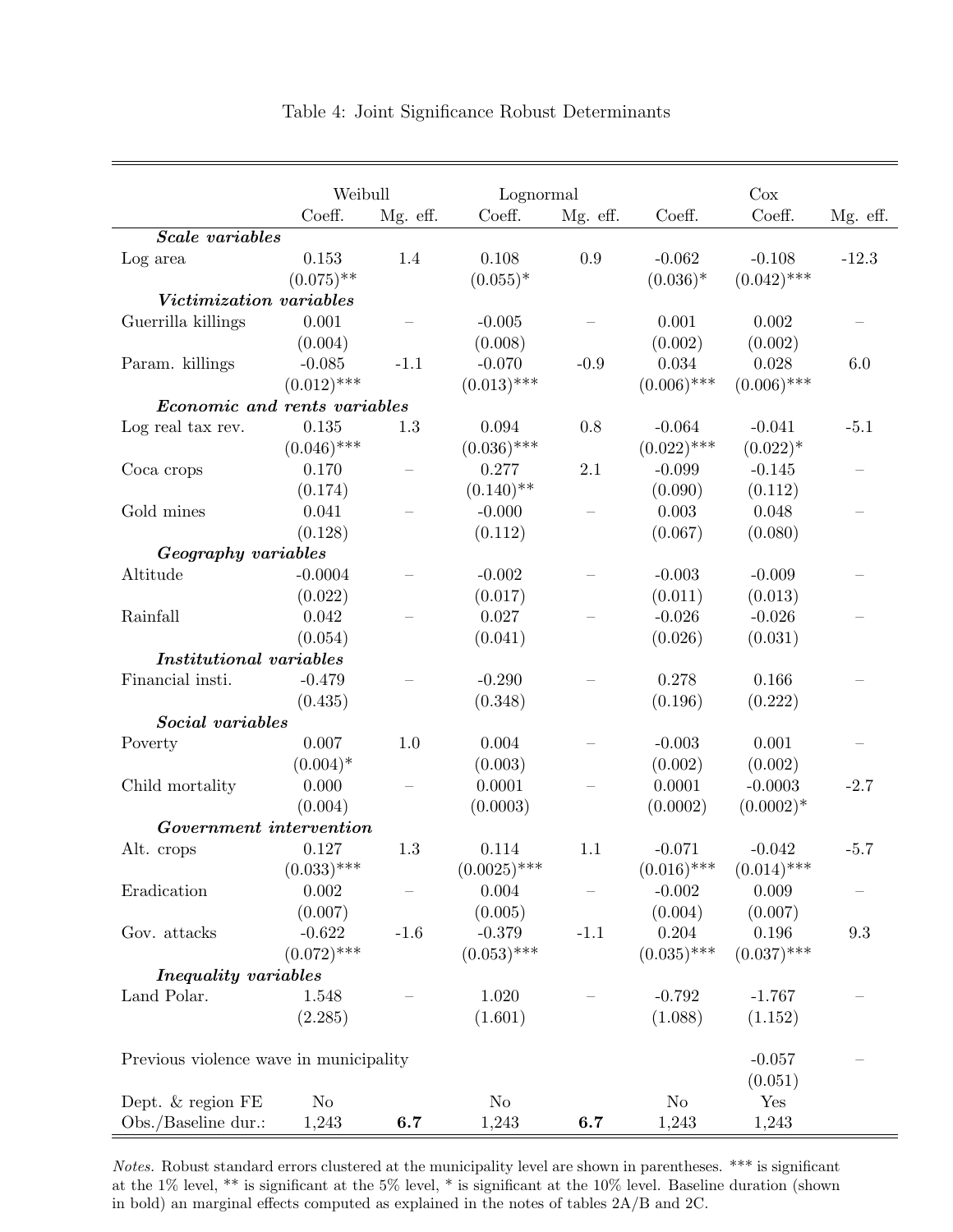Table 4: Joint Significance Robust Determinants

| | Weibull | | Lognormal | | | Cox | |
|---|---|---|---|---|---|---|---|
| | Coeff. | Mg. eff. | Coeff. | Mg. eff. | Coeff. | Coeff. | Mg. eff. |
| ***Scale variables*** | | | | | | | |
| Log area | 0.153 | 1.4 | 0.108 | 0.9 | -0.062 | -0.108 | -12.3 |
| | (0.075)** | | (0.055)* | | (0.036)* | (0.042)*** | |
| ***Victimization variables*** | | | | | | | |
| Guerrilla killings | 0.001 | – | -0.005 | – | 0.001 | 0.002 | – |
| | (0.004) | | (0.008) | | (0.002) | (0.002) | |
| Param. killings | -0.085 | -1.1 | -0.070 | -0.9 | 0.034 | 0.028 | 6.0 |
| | (0.012)*** | | (0.013)*** | | (0.006)*** | (0.006)*** | |
| ***Economic and rents variables*** | | | | | | | |
| Log real tax rev. | 0.135 | 1.3 | 0.094 | 0.8 | -0.064 | -0.041 | -5.1 |
| | (0.046)*** | | (0.036)*** | | (0.022)*** | (0.022)* | |
| Coca crops | 0.170 | – | 0.277 | 2.1 | -0.099 | -0.145 | – |
| | (0.174) | | (0.140)** | | (0.090) | (0.112) | |
| Gold mines | 0.041 | – | -0.000 | – | 0.003 | 0.048 | – |
| | (0.128) | | (0.112) | | (0.067) | (0.080) | |
| ***Geography variables*** | | | | | | | |
| Altitude | -0.0004 | – | -0.002 | – | -0.003 | -0.009 | – |
| | (0.022) | | (0.017) | | (0.011) | (0.013) | |
| Rainfall | 0.042 | – | 0.027 | – | -0.026 | -0.026 | – |
| | (0.054) | | (0.041) | | (0.026) | (0.031) | |
| ***Institutional variables*** | | | | | | | |
| Financial insti. | -0.479 | – | -0.290 | – | 0.278 | 0.166 | – |
| | (0.435) | | (0.348) | | (0.196) | (0.222) | |
| ***Social variables*** | | | | | | | |
| Poverty | 0.007 | 1.0 | 0.004 | – | -0.003 | 0.001 | – |
| | (0.004)* | | (0.003) | | (0.002) | (0.002) | |
| Child mortality | 0.000 | – | 0.0001 | – | 0.0001 | -0.0003 | -2.7 |
| | (0.004) | | (0.0003) | | (0.0002) | (0.0002)* | |
| ***Government intervention*** | | | | | | | |
| Alt. crops | 0.127 | 1.3 | 0.114 | 1.1 | -0.071 | -0.042 | -5.7 |
| | (0.033)*** | | (0.0025)*** | | (0.016)*** | (0.014)*** | |
| Eradication | 0.002 | – | 0.004 | – | -0.002 | 0.009 | – |
| | (0.007) | | (0.005) | | (0.004) | (0.007) | |
| Gov. attacks | -0.622 | -1.6 | -0.379 | -1.1 | 0.204 | 0.196 | 9.3 |
| | (0.072)*** | | (0.053)*** | | (0.035)*** | (0.037)*** | |
| ***Inequality variables*** | | | | | | | |
| Land Polar. | 1.548 | – | 1.020 | – | -0.792 | -1.767 | – |
| | (2.285) | | (1.601) | | (1.088) | (1.152) | |
| Previous violence wave in municipality | | | | | | -0.057 | – |
| | | | | | | (0.051) | |
| Dept. & region FE | No | | No | | No | Yes | |
| Obs./Baseline dur.: | 1,243 | **6.7** | 1,243 | **6.7** | 1,243 | 1,243 | |

*Notes.* Robust standard errors clustered at the municipality level are shown in parentheses. *** is significant at the 1% level, ** is significant at the 5% level, * is significant at the 10% level. Baseline duration (shown in bold) an marginal effects computed as explained in the notes of tables 2A/B and 2C.